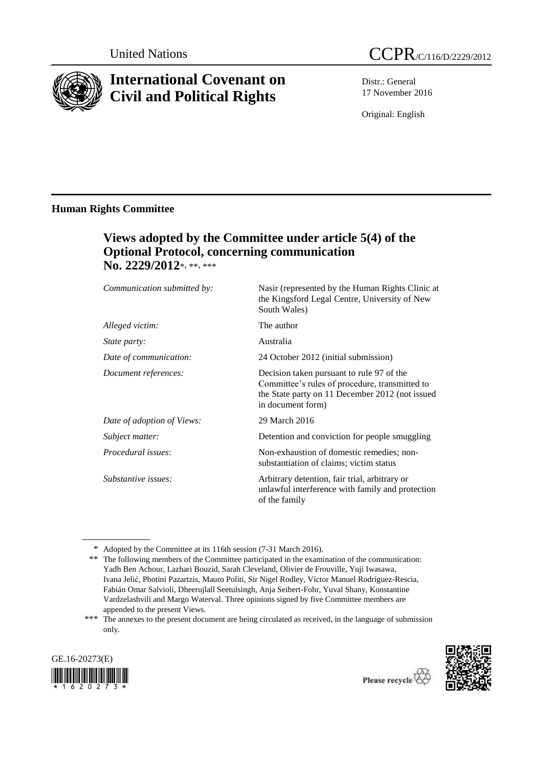United Nations

# CCPR/C/116/D/2229/2012

# International Covenant on Civil and Political Rights

Distr.: General
17 November 2016

Original: English

## Human Rights Committee

### Views adopted by the Committee under article 5(4) of the Optional Protocol, concerning communication No. 2229/2012*, **, ***

| | |
|---|---|
| *Communication submitted by:* | Nasir (represented by the Human Rights Clinic at the Kingsford Legal Centre, University of New South Wales) |
| *Alleged victim:* | The author |
| *State party:* | Australia |
| *Date of communication:* | 24 October 2012 (initial submission) |
| *Document references:* | Decision taken pursuant to rule 97 of the Committee's rules of procedure, transmitted to the State party on 11 December 2012 (not issued in document form) |
| *Date of adoption of Views:* | 29 March 2016 |
| *Subject matter:* | Detention and conviction for people smuggling |
| *Procedural issues*: | Non-exhaustion of domestic remedies; non-substantiation of claims; victim status |
| *Substantive issues:* | Arbitrary detention, fair trial, arbitrary or unlawful interference with family and protection of the family |

\* Adopted by the Committee at its 116th session (7-31 March 2016).

\*\* The following members of the Committee participated in the examination of the communication: Yadh Ben Achour, Lazhari Bouzid, Sarah Cleveland, Olivier de Frouville, Yuji Iwasawa, Ivana Jelić, Photini Pazartzis, Mauro Politi, Sir Nigel Rodley, Víctor Manuel Rodríguez-Rescia, Fabián Omar Salvioli, Dheerujlall Seetulsingh, Anja Seibert-Fohr, Yuval Shany, Konstantine Vardzelashvili and Margo Waterval. Three opinions signed by five Committee members are appended to the present Views.

\*\*\* The annexes to the present document are being circulated as received, in the language of submission only.

GE.16-20273(E)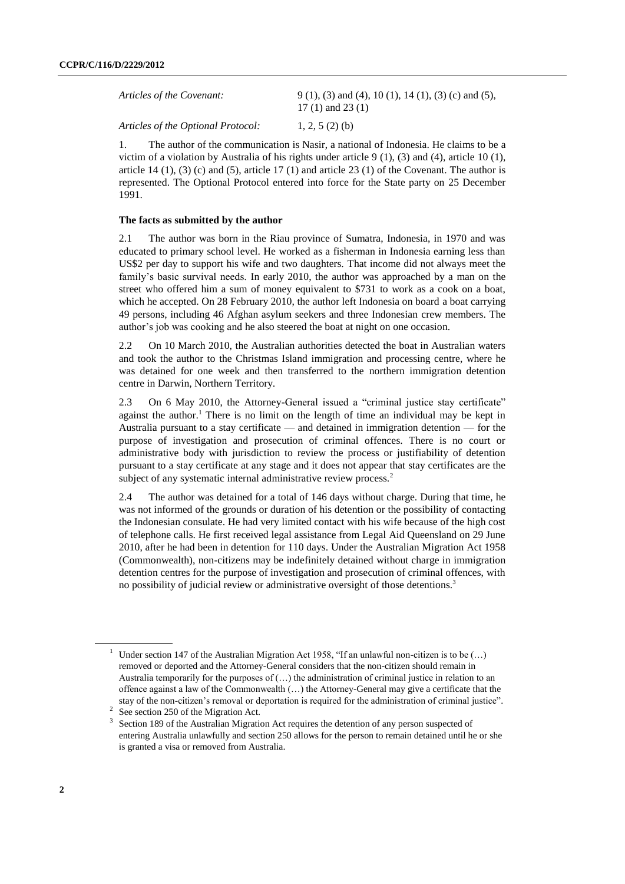| | |
|---|---|
| *Articles of the Covenant:* | 9 (1), (3) and (4), 10 (1), 14 (1), (3) (c) and (5), 17 (1) and 23 (1) |
| *Articles of the Optional Protocol:* | 1, 2, 5 (2) (b) |

1. The author of the communication is Nasir, a national of Indonesia. He claims to be a victim of a violation by Australia of his rights under article 9 (1), (3) and (4), article 10 (1), article 14 (1), (3) (c) and (5), article 17 (1) and article 23 (1) of the Covenant. The author is represented. The Optional Protocol entered into force for the State party on 25 December 1991.

**The facts as submitted by the author**

2.1 The author was born in the Riau province of Sumatra, Indonesia, in 1970 and was educated to primary school level. He worked as a fisherman in Indonesia earning less than US$2 per day to support his wife and two daughters. That income did not always meet the family's basic survival needs. In early 2010, the author was approached by a man on the street who offered him a sum of money equivalent to $731 to work as a cook on a boat, which he accepted. On 28 February 2010, the author left Indonesia on board a boat carrying 49 persons, including 46 Afghan asylum seekers and three Indonesian crew members. The author's job was cooking and he also steered the boat at night on one occasion.

2.2 On 10 March 2010, the Australian authorities detected the boat in Australian waters and took the author to the Christmas Island immigration and processing centre, where he was detained for one week and then transferred to the northern immigration detention centre in Darwin, Northern Territory.

2.3 On 6 May 2010, the Attorney-General issued a "criminal justice stay certificate" against the author.[1] There is no limit on the length of time an individual may be kept in Australia pursuant to a stay certificate — and detained in immigration detention — for the purpose of investigation and prosecution of criminal offences. There is no court or administrative body with jurisdiction to review the process or justifiability of detention pursuant to a stay certificate at any stage and it does not appear that stay certificates are the subject of any systematic internal administrative review process.[2]

2.4 The author was detained for a total of 146 days without charge. During that time, he was not informed of the grounds or duration of his detention or the possibility of contacting the Indonesian consulate. He had very limited contact with his wife because of the high cost of telephone calls. He first received legal assistance from Legal Aid Queensland on 29 June 2010, after he had been in detention for 110 days. Under the Australian Migration Act 1958 (Commonwealth), non-citizens may be indefinitely detained without charge in immigration detention centres for the purpose of investigation and prosecution of criminal offences, with no possibility of judicial review or administrative oversight of those detentions.[3]

---

[1] Under section 147 of the Australian Migration Act 1958, "If an unlawful non-citizen is to be (…) removed or deported and the Attorney-General considers that the non-citizen should remain in Australia temporarily for the purposes of (…) the administration of criminal justice in relation to an offence against a law of the Commonwealth (…) the Attorney-General may give a certificate that the stay of the non-citizen's removal or deportation is required for the administration of criminal justice".

[2] See section 250 of the Migration Act.

[3] Section 189 of the Australian Migration Act requires the detention of any person suspected of entering Australia unlawfully and section 250 allows for the person to remain detained until he or she is granted a visa or removed from Australia.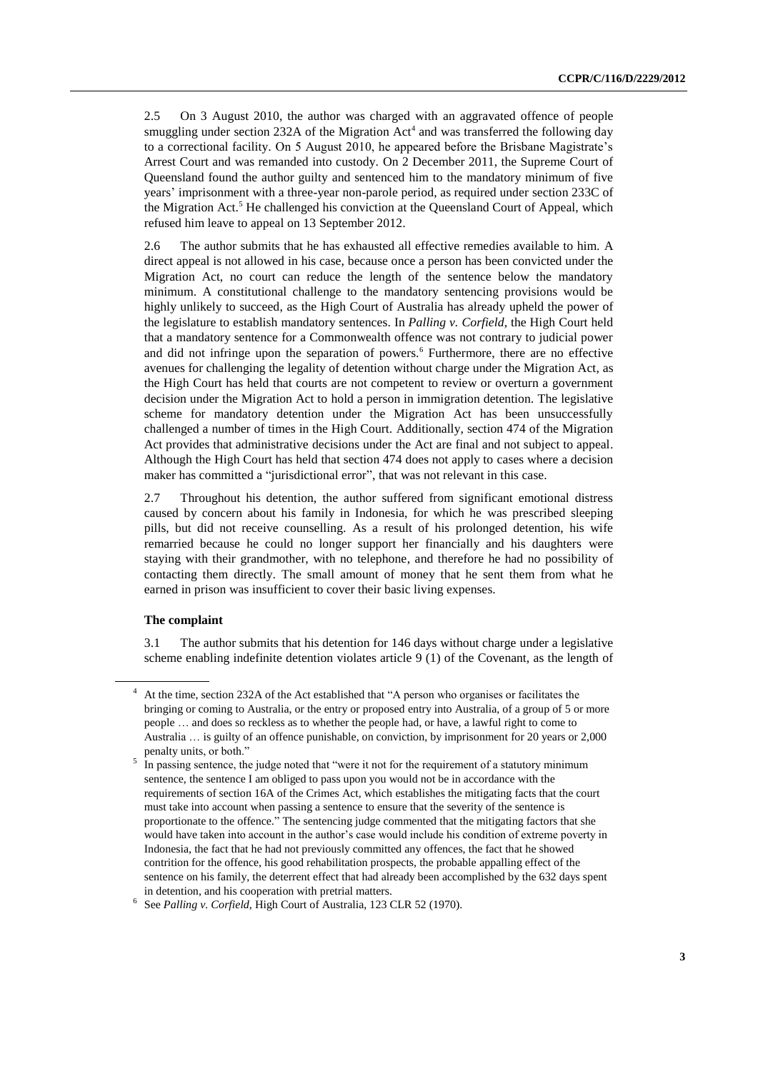2.5 On 3 August 2010, the author was charged with an aggravated offence of people smuggling under section 232A of the Migration Act[4] and was transferred the following day to a correctional facility. On 5 August 2010, he appeared before the Brisbane Magistrate's Arrest Court and was remanded into custody. On 2 December 2011, the Supreme Court of Queensland found the author guilty and sentenced him to the mandatory minimum of five years' imprisonment with a three-year non-parole period, as required under section 233C of the Migration Act.[5] He challenged his conviction at the Queensland Court of Appeal, which refused him leave to appeal on 13 September 2012.

2.6 The author submits that he has exhausted all effective remedies available to him. A direct appeal is not allowed in his case, because once a person has been convicted under the Migration Act, no court can reduce the length of the sentence below the mandatory minimum. A constitutional challenge to the mandatory sentencing provisions would be highly unlikely to succeed, as the High Court of Australia has already upheld the power of the legislature to establish mandatory sentences. In *Palling v. Corfield*, the High Court held that a mandatory sentence for a Commonwealth offence was not contrary to judicial power and did not infringe upon the separation of powers.[6] Furthermore, there are no effective avenues for challenging the legality of detention without charge under the Migration Act, as the High Court has held that courts are not competent to review or overturn a government decision under the Migration Act to hold a person in immigration detention. The legislative scheme for mandatory detention under the Migration Act has been unsuccessfully challenged a number of times in the High Court. Additionally, section 474 of the Migration Act provides that administrative decisions under the Act are final and not subject to appeal. Although the High Court has held that section 474 does not apply to cases where a decision maker has committed a "jurisdictional error", that was not relevant in this case.

2.7 Throughout his detention, the author suffered from significant emotional distress caused by concern about his family in Indonesia, for which he was prescribed sleeping pills, but did not receive counselling. As a result of his prolonged detention, his wife remarried because he could no longer support her financially and his daughters were staying with their grandmother, with no telephone, and therefore he had no possibility of contacting them directly. The small amount of money that he sent them from what he earned in prison was insufficient to cover their basic living expenses.

**The complaint**

3.1 The author submits that his detention for 146 days without charge under a legislative scheme enabling indefinite detention violates article 9 (1) of the Covenant, as the length of

---

[4] At the time, section 232A of the Act established that "A person who organises or facilitates the bringing or coming to Australia, or the entry or proposed entry into Australia, of a group of 5 or more people … and does so reckless as to whether the people had, or have, a lawful right to come to Australia … is guilty of an offence punishable, on conviction, by imprisonment for 20 years or 2,000 penalty units, or both."

[5] In passing sentence, the judge noted that "were it not for the requirement of a statutory minimum sentence, the sentence I am obliged to pass upon you would not be in accordance with the requirements of section 16A of the Crimes Act, which establishes the mitigating facts that the court must take into account when passing a sentence to ensure that the severity of the sentence is proportionate to the offence." The sentencing judge commented that the mitigating factors that she would have taken into account in the author's case would include his condition of extreme poverty in Indonesia, the fact that he had not previously committed any offences, the fact that he showed contrition for the offence, his good rehabilitation prospects, the probable appalling effect of the sentence on his family, the deterrent effect that had already been accomplished by the 632 days spent in detention, and his cooperation with pretrial matters.

[6] See *Palling v. Corfield*, High Court of Australia, 123 CLR 52 (1970).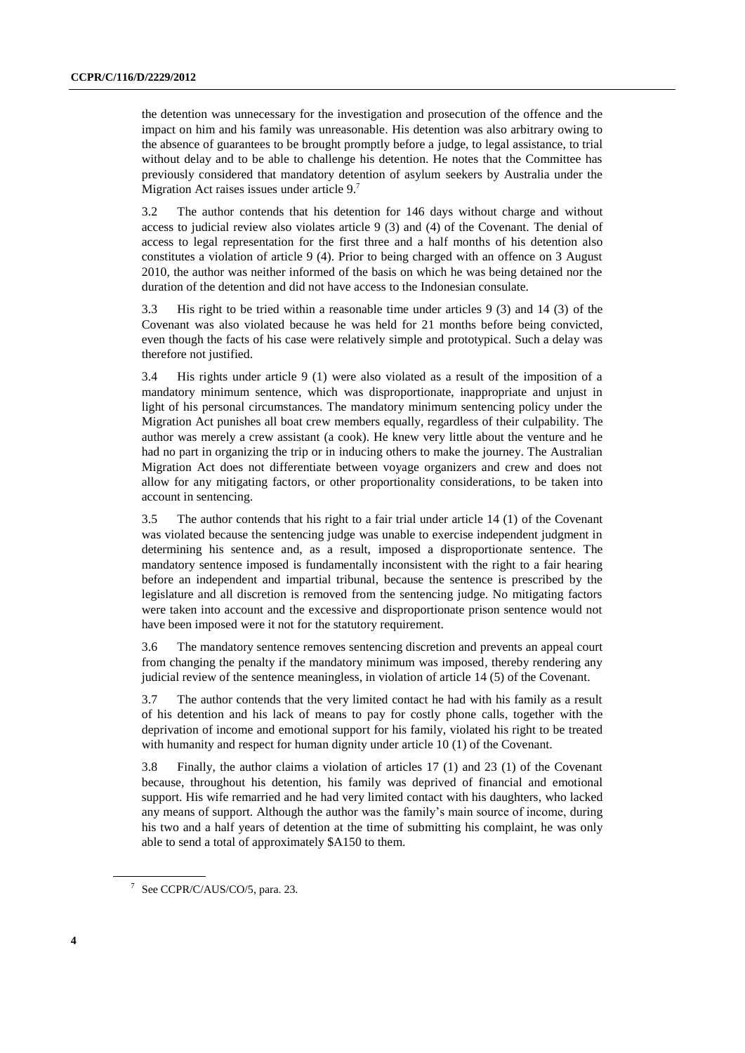the detention was unnecessary for the investigation and prosecution of the offence and the impact on him and his family was unreasonable. His detention was also arbitrary owing to the absence of guarantees to be brought promptly before a judge, to legal assistance, to trial without delay and to be able to challenge his detention. He notes that the Committee has previously considered that mandatory detention of asylum seekers by Australia under the Migration Act raises issues under article 9.[7]

3.2 The author contends that his detention for 146 days without charge and without access to judicial review also violates article 9 (3) and (4) of the Covenant. The denial of access to legal representation for the first three and a half months of his detention also constitutes a violation of article 9 (4). Prior to being charged with an offence on 3 August 2010, the author was neither informed of the basis on which he was being detained nor the duration of the detention and did not have access to the Indonesian consulate.

3.3 His right to be tried within a reasonable time under articles 9 (3) and 14 (3) of the Covenant was also violated because he was held for 21 months before being convicted, even though the facts of his case were relatively simple and prototypical. Such a delay was therefore not justified.

3.4 His rights under article 9 (1) were also violated as a result of the imposition of a mandatory minimum sentence, which was disproportionate, inappropriate and unjust in light of his personal circumstances. The mandatory minimum sentencing policy under the Migration Act punishes all boat crew members equally, regardless of their culpability. The author was merely a crew assistant (a cook). He knew very little about the venture and he had no part in organizing the trip or in inducing others to make the journey. The Australian Migration Act does not differentiate between voyage organizers and crew and does not allow for any mitigating factors, or other proportionality considerations, to be taken into account in sentencing.

3.5 The author contends that his right to a fair trial under article 14 (1) of the Covenant was violated because the sentencing judge was unable to exercise independent judgment in determining his sentence and, as a result, imposed a disproportionate sentence. The mandatory sentence imposed is fundamentally inconsistent with the right to a fair hearing before an independent and impartial tribunal, because the sentence is prescribed by the legislature and all discretion is removed from the sentencing judge. No mitigating factors were taken into account and the excessive and disproportionate prison sentence would not have been imposed were it not for the statutory requirement.

3.6 The mandatory sentence removes sentencing discretion and prevents an appeal court from changing the penalty if the mandatory minimum was imposed, thereby rendering any judicial review of the sentence meaningless, in violation of article 14 (5) of the Covenant.

3.7 The author contends that the very limited contact he had with his family as a result of his detention and his lack of means to pay for costly phone calls, together with the deprivation of income and emotional support for his family, violated his right to be treated with humanity and respect for human dignity under article 10 (1) of the Covenant.

3.8 Finally, the author claims a violation of articles 17 (1) and 23 (1) of the Covenant because, throughout his detention, his family was deprived of financial and emotional support. His wife remarried and he had very limited contact with his daughters, who lacked any means of support. Although the author was the family's main source of income, during his two and a half years of detention at the time of submitting his complaint, he was only able to send a total of approximately $A150 to them.

---

[7] See CCPR/C/AUS/CO/5, para. 23.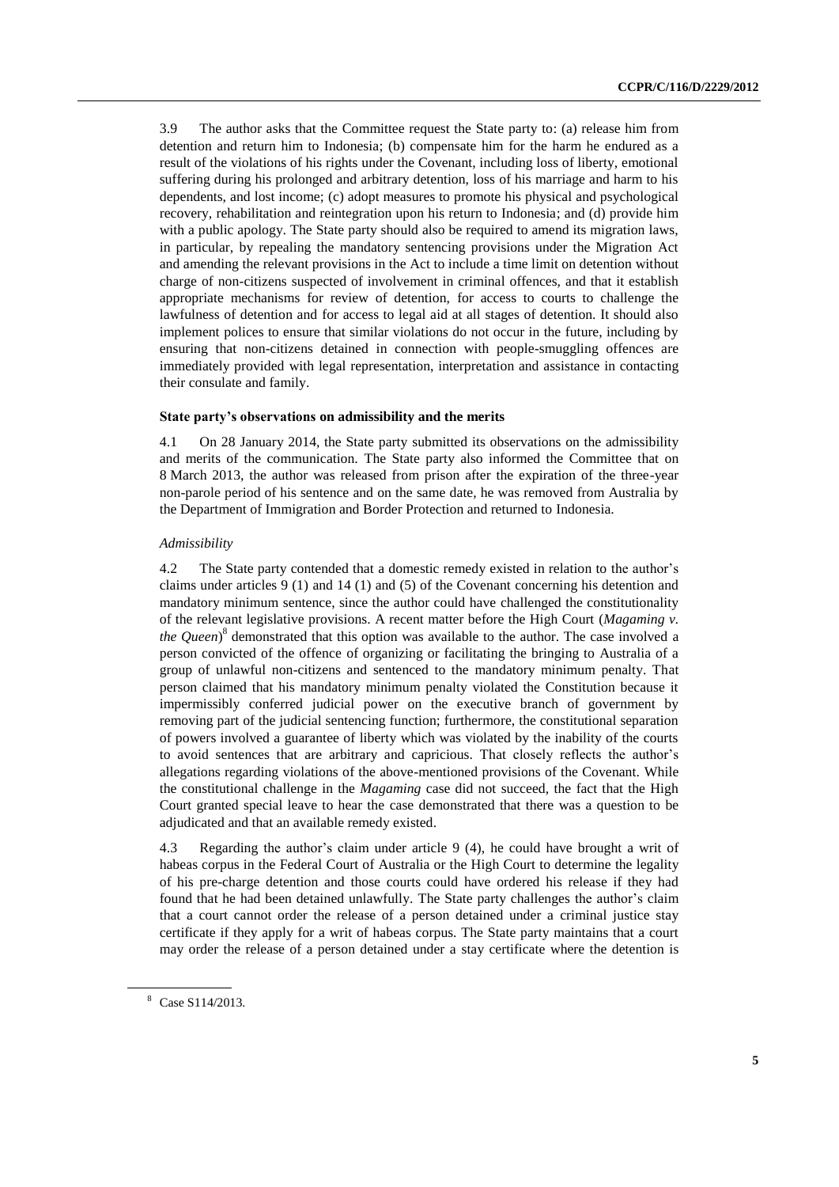3.9 The author asks that the Committee request the State party to: (a) release him from detention and return him to Indonesia; (b) compensate him for the harm he endured as a result of the violations of his rights under the Covenant, including loss of liberty, emotional suffering during his prolonged and arbitrary detention, loss of his marriage and harm to his dependents, and lost income; (c) adopt measures to promote his physical and psychological recovery, rehabilitation and reintegration upon his return to Indonesia; and (d) provide him with a public apology. The State party should also be required to amend its migration laws, in particular, by repealing the mandatory sentencing provisions under the Migration Act and amending the relevant provisions in the Act to include a time limit on detention without charge of non-citizens suspected of involvement in criminal offences, and that it establish appropriate mechanisms for review of detention, for access to courts to challenge the lawfulness of detention and for access to legal aid at all stages of detention. It should also implement polices to ensure that similar violations do not occur in the future, including by ensuring that non-citizens detained in connection with people-smuggling offences are immediately provided with legal representation, interpretation and assistance in contacting their consulate and family.

### State party's observations on admissibility and the merits

4.1 On 28 January 2014, the State party submitted its observations on the admissibility and merits of the communication. The State party also informed the Committee that on 8 March 2013, the author was released from prison after the expiration of the three-year non-parole period of his sentence and on the same date, he was removed from Australia by the Department of Immigration and Border Protection and returned to Indonesia.

*Admissibility*

4.2 The State party contended that a domestic remedy existed in relation to the author's claims under articles 9 (1) and 14 (1) and (5) of the Covenant concerning his detention and mandatory minimum sentence, since the author could have challenged the constitutionality of the relevant legislative provisions. A recent matter before the High Court (*Magaming v. the Queen*)[8] demonstrated that this option was available to the author. The case involved a person convicted of the offence of organizing or facilitating the bringing to Australia of a group of unlawful non-citizens and sentenced to the mandatory minimum penalty. That person claimed that his mandatory minimum penalty violated the Constitution because it impermissibly conferred judicial power on the executive branch of government by removing part of the judicial sentencing function; furthermore, the constitutional separation of powers involved a guarantee of liberty which was violated by the inability of the courts to avoid sentences that are arbitrary and capricious. That closely reflects the author's allegations regarding violations of the above-mentioned provisions of the Covenant. While the constitutional challenge in the *Magaming* case did not succeed, the fact that the High Court granted special leave to hear the case demonstrated that there was a question to be adjudicated and that an available remedy existed.

4.3 Regarding the author's claim under article 9 (4), he could have brought a writ of habeas corpus in the Federal Court of Australia or the High Court to determine the legality of his pre-charge detention and those courts could have ordered his release if they had found that he had been detained unlawfully. The State party challenges the author's claim that a court cannot order the release of a person detained under a criminal justice stay certificate if they apply for a writ of habeas corpus. The State party maintains that a court may order the release of a person detained under a stay certificate where the detention is

[8] Case S114/2013.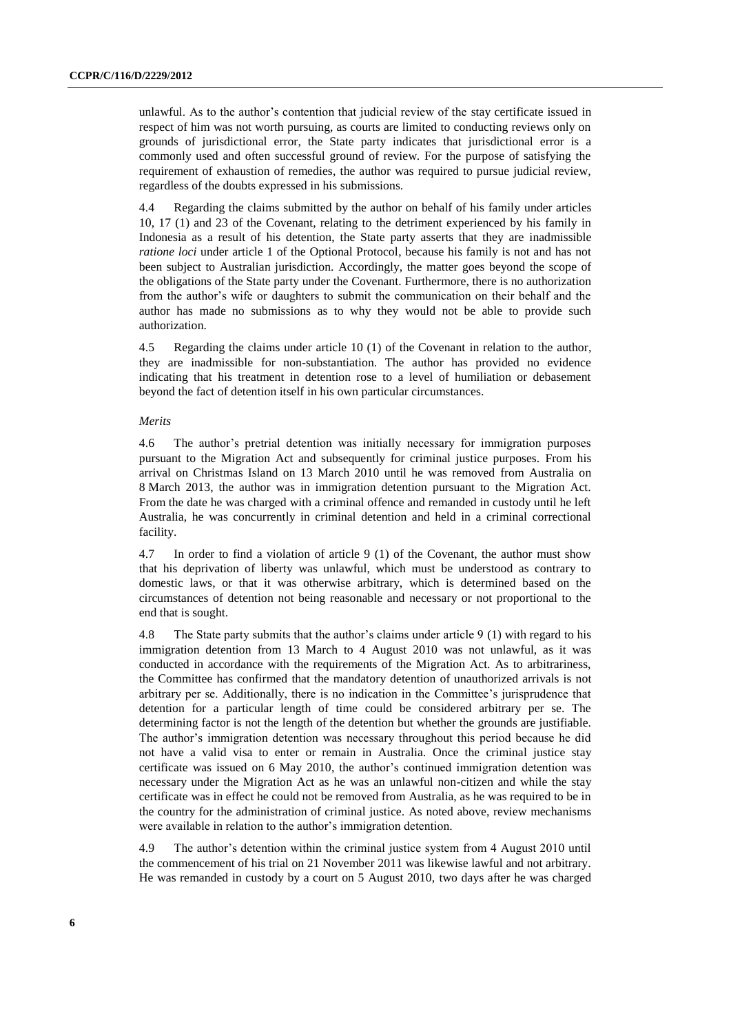unlawful. As to the author's contention that judicial review of the stay certificate issued in respect of him was not worth pursuing, as courts are limited to conducting reviews only on grounds of jurisdictional error, the State party indicates that jurisdictional error is a commonly used and often successful ground of review. For the purpose of satisfying the requirement of exhaustion of remedies, the author was required to pursue judicial review, regardless of the doubts expressed in his submissions.

4.4 Regarding the claims submitted by the author on behalf of his family under articles 10, 17 (1) and 23 of the Covenant, relating to the detriment experienced by his family in Indonesia as a result of his detention, the State party asserts that they are inadmissible *ratione loci* under article 1 of the Optional Protocol, because his family is not and has not been subject to Australian jurisdiction. Accordingly, the matter goes beyond the scope of the obligations of the State party under the Covenant. Furthermore, there is no authorization from the author's wife or daughters to submit the communication on their behalf and the author has made no submissions as to why they would not be able to provide such authorization.

4.5 Regarding the claims under article 10 (1) of the Covenant in relation to the author, they are inadmissible for non-substantiation. The author has provided no evidence indicating that his treatment in detention rose to a level of humiliation or debasement beyond the fact of detention itself in his own particular circumstances.

*Merits*

4.6 The author's pretrial detention was initially necessary for immigration purposes pursuant to the Migration Act and subsequently for criminal justice purposes. From his arrival on Christmas Island on 13 March 2010 until he was removed from Australia on 8 March 2013, the author was in immigration detention pursuant to the Migration Act. From the date he was charged with a criminal offence and remanded in custody until he left Australia, he was concurrently in criminal detention and held in a criminal correctional facility.

4.7 In order to find a violation of article 9 (1) of the Covenant, the author must show that his deprivation of liberty was unlawful, which must be understood as contrary to domestic laws, or that it was otherwise arbitrary, which is determined based on the circumstances of detention not being reasonable and necessary or not proportional to the end that is sought.

4.8 The State party submits that the author's claims under article 9 (1) with regard to his immigration detention from 13 March to 4 August 2010 was not unlawful, as it was conducted in accordance with the requirements of the Migration Act. As to arbitrariness, the Committee has confirmed that the mandatory detention of unauthorized arrivals is not arbitrary per se. Additionally, there is no indication in the Committee's jurisprudence that detention for a particular length of time could be considered arbitrary per se. The determining factor is not the length of the detention but whether the grounds are justifiable. The author's immigration detention was necessary throughout this period because he did not have a valid visa to enter or remain in Australia. Once the criminal justice stay certificate was issued on 6 May 2010, the author's continued immigration detention was necessary under the Migration Act as he was an unlawful non-citizen and while the stay certificate was in effect he could not be removed from Australia, as he was required to be in the country for the administration of criminal justice. As noted above, review mechanisms were available in relation to the author's immigration detention.

4.9 The author's detention within the criminal justice system from 4 August 2010 until the commencement of his trial on 21 November 2011 was likewise lawful and not arbitrary. He was remanded in custody by a court on 5 August 2010, two days after he was charged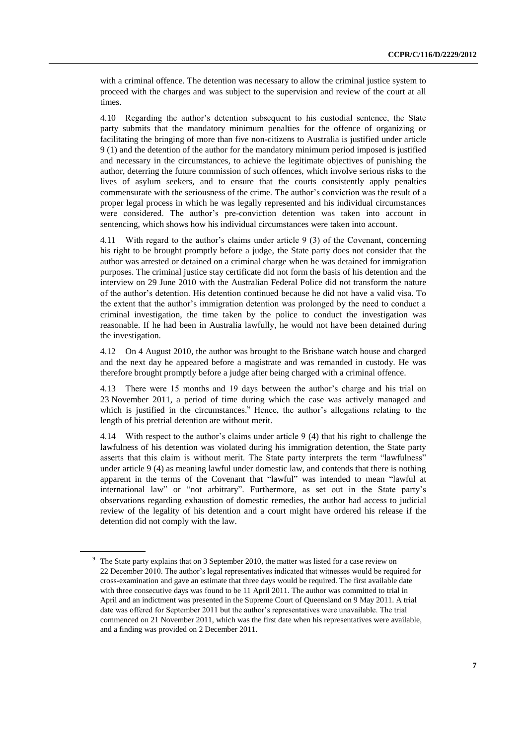with a criminal offence. The detention was necessary to allow the criminal justice system to proceed with the charges and was subject to the supervision and review of the court at all times.

4.10 Regarding the author's detention subsequent to his custodial sentence, the State party submits that the mandatory minimum penalties for the offence of organizing or facilitating the bringing of more than five non-citizens to Australia is justified under article 9 (1) and the detention of the author for the mandatory minimum period imposed is justified and necessary in the circumstances, to achieve the legitimate objectives of punishing the author, deterring the future commission of such offences, which involve serious risks to the lives of asylum seekers, and to ensure that the courts consistently apply penalties commensurate with the seriousness of the crime. The author's conviction was the result of a proper legal process in which he was legally represented and his individual circumstances were considered. The author's pre-conviction detention was taken into account in sentencing, which shows how his individual circumstances were taken into account.

4.11 With regard to the author's claims under article 9 (3) of the Covenant, concerning his right to be brought promptly before a judge, the State party does not consider that the author was arrested or detained on a criminal charge when he was detained for immigration purposes. The criminal justice stay certificate did not form the basis of his detention and the interview on 29 June 2010 with the Australian Federal Police did not transform the nature of the author's detention. His detention continued because he did not have a valid visa. To the extent that the author's immigration detention was prolonged by the need to conduct a criminal investigation, the time taken by the police to conduct the investigation was reasonable. If he had been in Australia lawfully, he would not have been detained during the investigation.

4.12 On 4 August 2010, the author was brought to the Brisbane watch house and charged and the next day he appeared before a magistrate and was remanded in custody. He was therefore brought promptly before a judge after being charged with a criminal offence.

4.13 There were 15 months and 19 days between the author's charge and his trial on 23 November 2011, a period of time during which the case was actively managed and which is justified in the circumstances.[9] Hence, the author's allegations relating to the length of his pretrial detention are without merit.

4.14 With respect to the author's claims under article 9 (4) that his right to challenge the lawfulness of his detention was violated during his immigration detention, the State party asserts that this claim is without merit. The State party interprets the term "lawfulness" under article 9 (4) as meaning lawful under domestic law, and contends that there is nothing apparent in the terms of the Covenant that "lawful" was intended to mean "lawful at international law" or "not arbitrary". Furthermore, as set out in the State party's observations regarding exhaustion of domestic remedies, the author had access to judicial review of the legality of his detention and a court might have ordered his release if the detention did not comply with the law.

---

[9] The State party explains that on 3 September 2010, the matter was listed for a case review on 22 December 2010. The author's legal representatives indicated that witnesses would be required for cross-examination and gave an estimate that three days would be required. The first available date with three consecutive days was found to be 11 April 2011. The author was committed to trial in April and an indictment was presented in the Supreme Court of Queensland on 9 May 2011. A trial date was offered for September 2011 but the author's representatives were unavailable. The trial commenced on 21 November 2011, which was the first date when his representatives were available, and a finding was provided on 2 December 2011.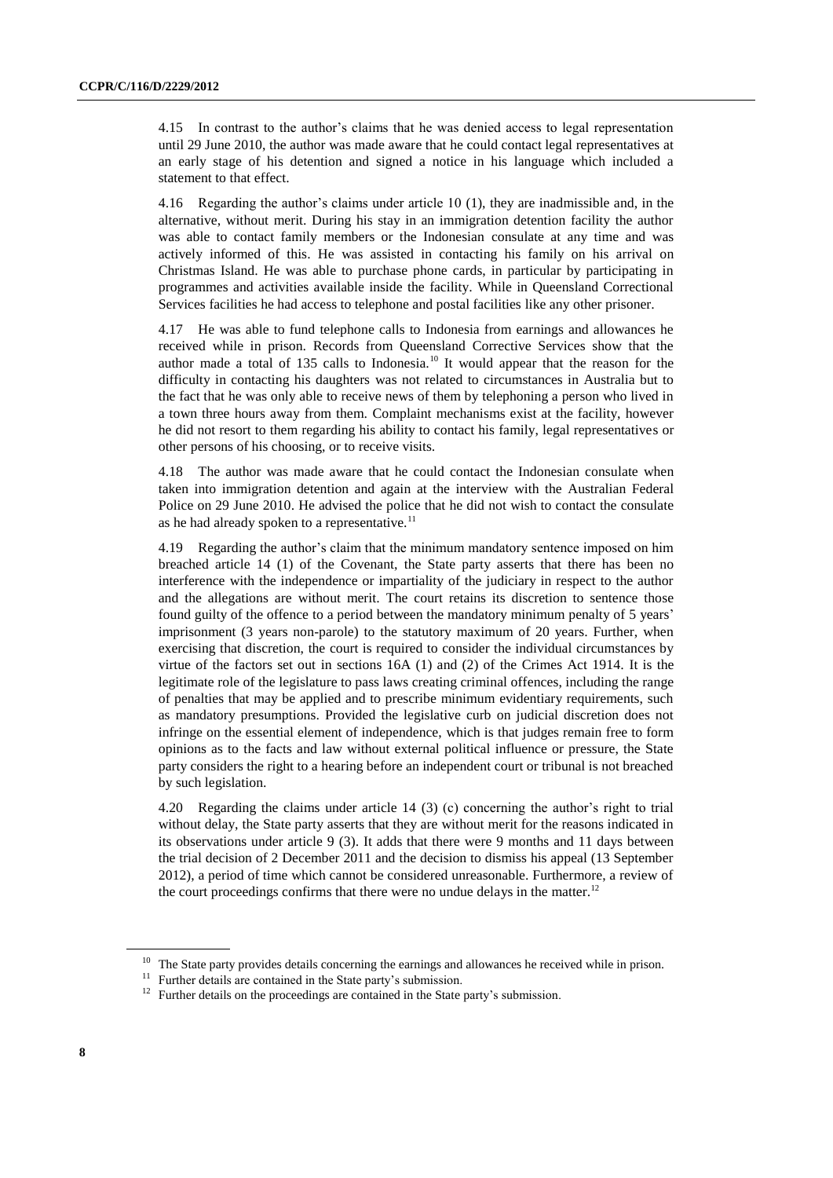4.15 In contrast to the author's claims that he was denied access to legal representation until 29 June 2010, the author was made aware that he could contact legal representatives at an early stage of his detention and signed a notice in his language which included a statement to that effect.

4.16 Regarding the author's claims under article 10 (1), they are inadmissible and, in the alternative, without merit. During his stay in an immigration detention facility the author was able to contact family members or the Indonesian consulate at any time and was actively informed of this. He was assisted in contacting his family on his arrival on Christmas Island. He was able to purchase phone cards, in particular by participating in programmes and activities available inside the facility. While in Queensland Correctional Services facilities he had access to telephone and postal facilities like any other prisoner.

4.17 He was able to fund telephone calls to Indonesia from earnings and allowances he received while in prison. Records from Queensland Corrective Services show that the author made a total of 135 calls to Indonesia.[10] It would appear that the reason for the difficulty in contacting his daughters was not related to circumstances in Australia but to the fact that he was only able to receive news of them by telephoning a person who lived in a town three hours away from them. Complaint mechanisms exist at the facility, however he did not resort to them regarding his ability to contact his family, legal representatives or other persons of his choosing, or to receive visits.

4.18 The author was made aware that he could contact the Indonesian consulate when taken into immigration detention and again at the interview with the Australian Federal Police on 29 June 2010. He advised the police that he did not wish to contact the consulate as he had already spoken to a representative.[11]

4.19 Regarding the author's claim that the minimum mandatory sentence imposed on him breached article 14 (1) of the Covenant, the State party asserts that there has been no interference with the independence or impartiality of the judiciary in respect to the author and the allegations are without merit. The court retains its discretion to sentence those found guilty of the offence to a period between the mandatory minimum penalty of 5 years' imprisonment (3 years non-parole) to the statutory maximum of 20 years. Further, when exercising that discretion, the court is required to consider the individual circumstances by virtue of the factors set out in sections 16A (1) and (2) of the Crimes Act 1914. It is the legitimate role of the legislature to pass laws creating criminal offences, including the range of penalties that may be applied and to prescribe minimum evidentiary requirements, such as mandatory presumptions. Provided the legislative curb on judicial discretion does not infringe on the essential element of independence, which is that judges remain free to form opinions as to the facts and law without external political influence or pressure, the State party considers the right to a hearing before an independent court or tribunal is not breached by such legislation.

4.20 Regarding the claims under article 14 (3) (c) concerning the author's right to trial without delay, the State party asserts that they are without merit for the reasons indicated in its observations under article 9 (3). It adds that there were 9 months and 11 days between the trial decision of 2 December 2011 and the decision to dismiss his appeal (13 September 2012), a period of time which cannot be considered unreasonable. Furthermore, a review of the court proceedings confirms that there were no undue delays in the matter.[12]

---

[10] The State party provides details concerning the earnings and allowances he received while in prison.

[11] Further details are contained in the State party's submission.

[12] Further details on the proceedings are contained in the State party's submission.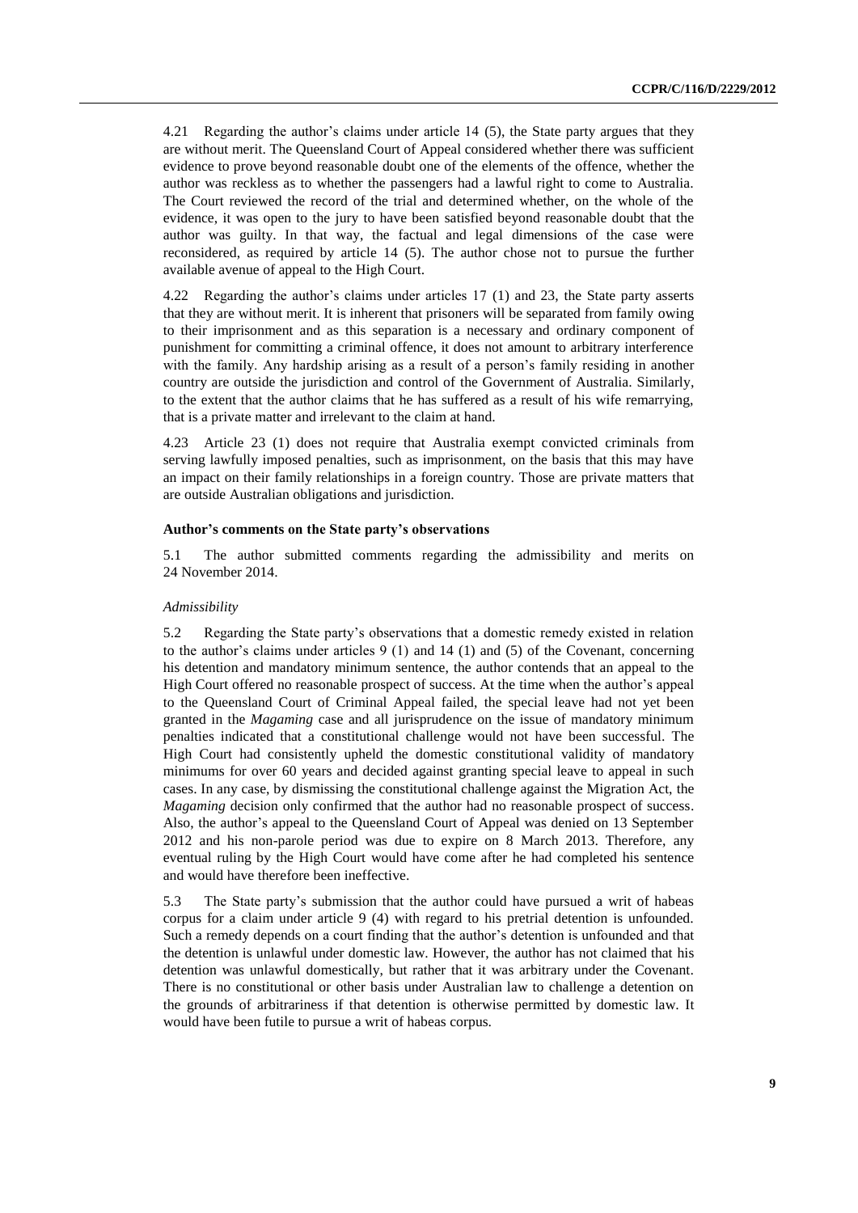4.21 Regarding the author's claims under article 14 (5), the State party argues that they are without merit. The Queensland Court of Appeal considered whether there was sufficient evidence to prove beyond reasonable doubt one of the elements of the offence, whether the author was reckless as to whether the passengers had a lawful right to come to Australia. The Court reviewed the record of the trial and determined whether, on the whole of the evidence, it was open to the jury to have been satisfied beyond reasonable doubt that the author was guilty. In that way, the factual and legal dimensions of the case were reconsidered, as required by article 14 (5). The author chose not to pursue the further available avenue of appeal to the High Court.

4.22 Regarding the author's claims under articles 17 (1) and 23, the State party asserts that they are without merit. It is inherent that prisoners will be separated from family owing to their imprisonment and as this separation is a necessary and ordinary component of punishment for committing a criminal offence, it does not amount to arbitrary interference with the family. Any hardship arising as a result of a person's family residing in another country are outside the jurisdiction and control of the Government of Australia. Similarly, to the extent that the author claims that he has suffered as a result of his wife remarrying, that is a private matter and irrelevant to the claim at hand.

4.23 Article 23 (1) does not require that Australia exempt convicted criminals from serving lawfully imposed penalties, such as imprisonment, on the basis that this may have an impact on their family relationships in a foreign country. Those are private matters that are outside Australian obligations and jurisdiction.

### Author's comments on the State party's observations

5.1 The author submitted comments regarding the admissibility and merits on 24 November 2014.

*Admissibility*

5.2 Regarding the State party's observations that a domestic remedy existed in relation to the author's claims under articles 9 (1) and 14 (1) and (5) of the Covenant, concerning his detention and mandatory minimum sentence, the author contends that an appeal to the High Court offered no reasonable prospect of success. At the time when the author's appeal to the Queensland Court of Criminal Appeal failed, the special leave had not yet been granted in the *Magaming* case and all jurisprudence on the issue of mandatory minimum penalties indicated that a constitutional challenge would not have been successful. The High Court had consistently upheld the domestic constitutional validity of mandatory minimums for over 60 years and decided against granting special leave to appeal in such cases. In any case, by dismissing the constitutional challenge against the Migration Act, the *Magaming* decision only confirmed that the author had no reasonable prospect of success. Also, the author's appeal to the Queensland Court of Appeal was denied on 13 September 2012 and his non-parole period was due to expire on 8 March 2013. Therefore, any eventual ruling by the High Court would have come after he had completed his sentence and would have therefore been ineffective.

5.3 The State party's submission that the author could have pursued a writ of habeas corpus for a claim under article 9 (4) with regard to his pretrial detention is unfounded. Such a remedy depends on a court finding that the author's detention is unfounded and that the detention is unlawful under domestic law. However, the author has not claimed that his detention was unlawful domestically, but rather that it was arbitrary under the Covenant. There is no constitutional or other basis under Australian law to challenge a detention on the grounds of arbitrariness if that detention is otherwise permitted by domestic law. It would have been futile to pursue a writ of habeas corpus.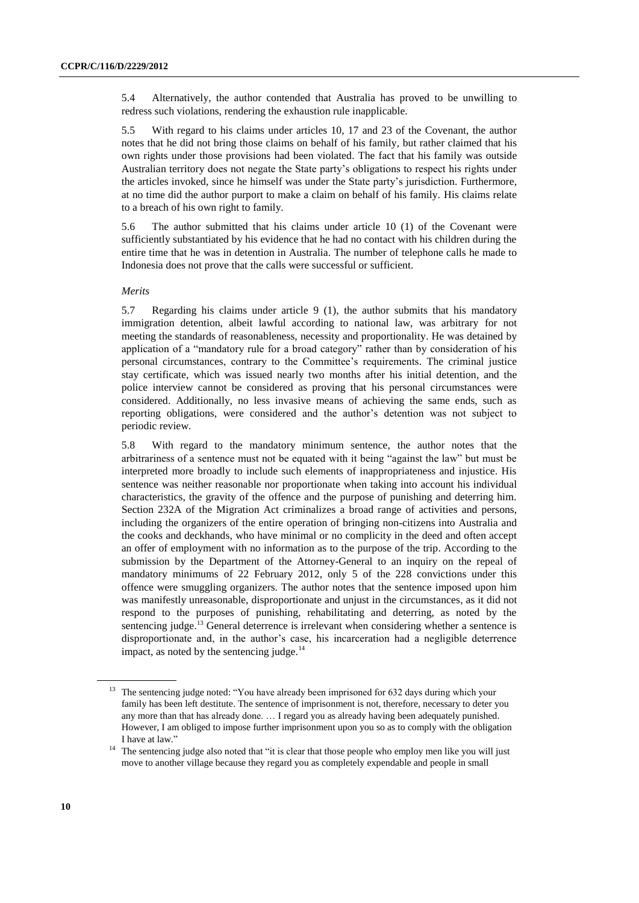5.4 Alternatively, the author contended that Australia has proved to be unwilling to redress such violations, rendering the exhaustion rule inapplicable.

5.5 With regard to his claims under articles 10, 17 and 23 of the Covenant, the author notes that he did not bring those claims on behalf of his family, but rather claimed that his own rights under those provisions had been violated. The fact that his family was outside Australian territory does not negate the State party's obligations to respect his rights under the articles invoked, since he himself was under the State party's jurisdiction. Furthermore, at no time did the author purport to make a claim on behalf of his family. His claims relate to a breach of his own right to family.

5.6 The author submitted that his claims under article 10 (1) of the Covenant were sufficiently substantiated by his evidence that he had no contact with his children during the entire time that he was in detention in Australia. The number of telephone calls he made to Indonesia does not prove that the calls were successful or sufficient.

*Merits*

5.7 Regarding his claims under article 9 (1), the author submits that his mandatory immigration detention, albeit lawful according to national law, was arbitrary for not meeting the standards of reasonableness, necessity and proportionality. He was detained by application of a "mandatory rule for a broad category" rather than by consideration of his personal circumstances, contrary to the Committee's requirements. The criminal justice stay certificate, which was issued nearly two months after his initial detention, and the police interview cannot be considered as proving that his personal circumstances were considered. Additionally, no less invasive means of achieving the same ends, such as reporting obligations, were considered and the author's detention was not subject to periodic review.

5.8 With regard to the mandatory minimum sentence, the author notes that the arbitrariness of a sentence must not be equated with it being "against the law" but must be interpreted more broadly to include such elements of inappropriateness and injustice. His sentence was neither reasonable nor proportionate when taking into account his individual characteristics, the gravity of the offence and the purpose of punishing and deterring him. Section 232A of the Migration Act criminalizes a broad range of activities and persons, including the organizers of the entire operation of bringing non-citizens into Australia and the cooks and deckhands, who have minimal or no complicity in the deed and often accept an offer of employment with no information as to the purpose of the trip. According to the submission by the Department of the Attorney-General to an inquiry on the repeal of mandatory minimums of 22 February 2012, only 5 of the 228 convictions under this offence were smuggling organizers. The author notes that the sentence imposed upon him was manifestly unreasonable, disproportionate and unjust in the circumstances, as it did not respond to the purposes of punishing, rehabilitating and deterring, as noted by the sentencing judge.[13] General deterrence is irrelevant when considering whether a sentence is disproportionate and, in the author's case, his incarceration had a negligible deterrence impact, as noted by the sentencing judge.[14]

---

[13] The sentencing judge noted: "You have already been imprisoned for 632 days during which your family has been left destitute. The sentence of imprisonment is not, therefore, necessary to deter you any more than that has already done. … I regard you as already having been adequately punished. However, I am obliged to impose further imprisonment upon you so as to comply with the obligation I have at law."

[14] The sentencing judge also noted that "it is clear that those people who employ men like you will just move to another village because they regard you as completely expendable and people in small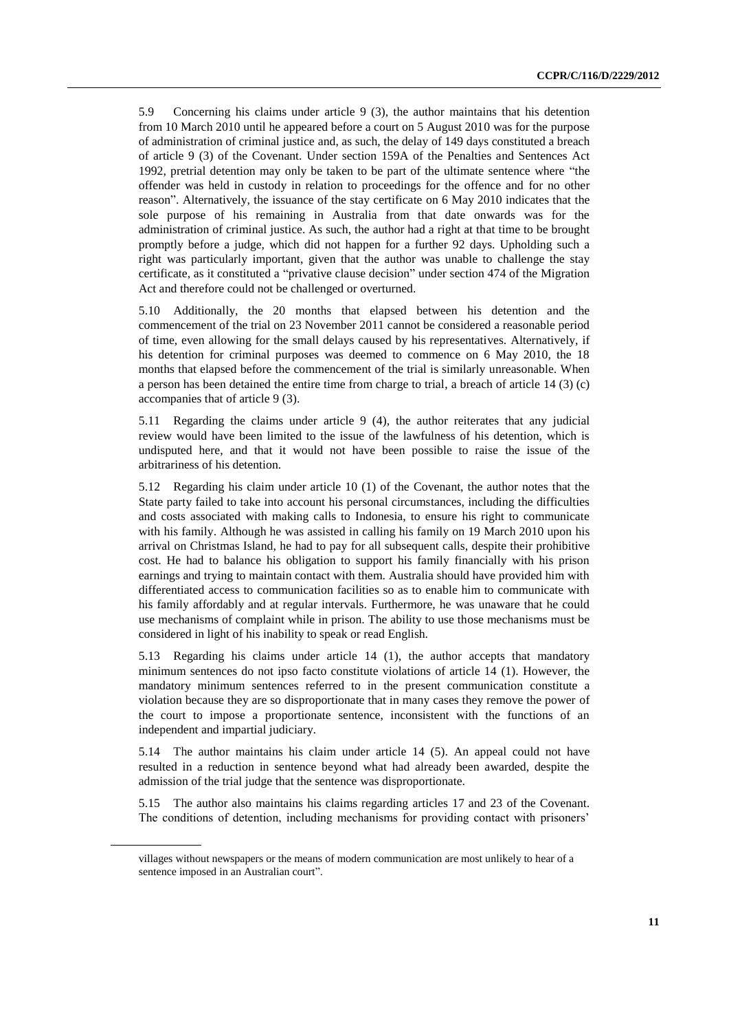5.9 Concerning his claims under article 9 (3), the author maintains that his detention from 10 March 2010 until he appeared before a court on 5 August 2010 was for the purpose of administration of criminal justice and, as such, the delay of 149 days constituted a breach of article 9 (3) of the Covenant. Under section 159A of the Penalties and Sentences Act 1992, pretrial detention may only be taken to be part of the ultimate sentence where "the offender was held in custody in relation to proceedings for the offence and for no other reason". Alternatively, the issuance of the stay certificate on 6 May 2010 indicates that the sole purpose of his remaining in Australia from that date onwards was for the administration of criminal justice. As such, the author had a right at that time to be brought promptly before a judge, which did not happen for a further 92 days. Upholding such a right was particularly important, given that the author was unable to challenge the stay certificate, as it constituted a "privative clause decision" under section 474 of the Migration Act and therefore could not be challenged or overturned.

5.10 Additionally, the 20 months that elapsed between his detention and the commencement of the trial on 23 November 2011 cannot be considered a reasonable period of time, even allowing for the small delays caused by his representatives. Alternatively, if his detention for criminal purposes was deemed to commence on 6 May 2010, the 18 months that elapsed before the commencement of the trial is similarly unreasonable. When a person has been detained the entire time from charge to trial, a breach of article 14 (3) (c) accompanies that of article 9 (3).

5.11 Regarding the claims under article 9 (4), the author reiterates that any judicial review would have been limited to the issue of the lawfulness of his detention, which is undisputed here, and that it would not have been possible to raise the issue of the arbitrariness of his detention.

5.12 Regarding his claim under article 10 (1) of the Covenant, the author notes that the State party failed to take into account his personal circumstances, including the difficulties and costs associated with making calls to Indonesia, to ensure his right to communicate with his family. Although he was assisted in calling his family on 19 March 2010 upon his arrival on Christmas Island, he had to pay for all subsequent calls, despite their prohibitive cost. He had to balance his obligation to support his family financially with his prison earnings and trying to maintain contact with them. Australia should have provided him with differentiated access to communication facilities so as to enable him to communicate with his family affordably and at regular intervals. Furthermore, he was unaware that he could use mechanisms of complaint while in prison. The ability to use those mechanisms must be considered in light of his inability to speak or read English.

5.13 Regarding his claims under article 14 (1), the author accepts that mandatory minimum sentences do not ipso facto constitute violations of article 14 (1). However, the mandatory minimum sentences referred to in the present communication constitute a violation because they are so disproportionate that in many cases they remove the power of the court to impose a proportionate sentence, inconsistent with the functions of an independent and impartial judiciary.

5.14 The author maintains his claim under article 14 (5). An appeal could not have resulted in a reduction in sentence beyond what had already been awarded, despite the admission of the trial judge that the sentence was disproportionate.

5.15 The author also maintains his claims regarding articles 17 and 23 of the Covenant. The conditions of detention, including mechanisms for providing contact with prisoners'

villages without newspapers or the means of modern communication are most unlikely to hear of a sentence imposed in an Australian court".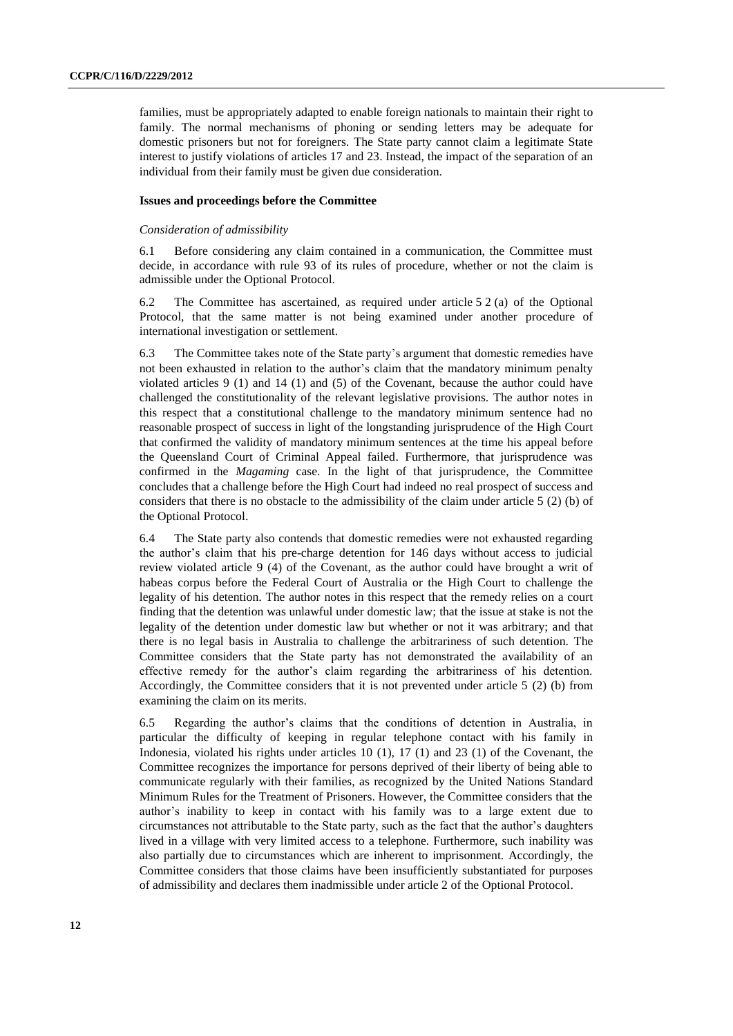families, must be appropriately adapted to enable foreign nationals to maintain their right to family. The normal mechanisms of phoning or sending letters may be adequate for domestic prisoners but not for foreigners. The State party cannot claim a legitimate State interest to justify violations of articles 17 and 23. Instead, the impact of the separation of an individual from their family must be given due consideration.

### Issues and proceedings before the Committee

*Consideration of admissibility*

6.1 Before considering any claim contained in a communication, the Committee must decide, in accordance with rule 93 of its rules of procedure, whether or not the claim is admissible under the Optional Protocol.

6.2 The Committee has ascertained, as required under article 5 2 (a) of the Optional Protocol, that the same matter is not being examined under another procedure of international investigation or settlement.

6.3 The Committee takes note of the State party's argument that domestic remedies have not been exhausted in relation to the author's claim that the mandatory minimum penalty violated articles 9 (1) and 14 (1) and (5) of the Covenant, because the author could have challenged the constitutionality of the relevant legislative provisions. The author notes in this respect that a constitutional challenge to the mandatory minimum sentence had no reasonable prospect of success in light of the longstanding jurisprudence of the High Court that confirmed the validity of mandatory minimum sentences at the time his appeal before the Queensland Court of Criminal Appeal failed. Furthermore, that jurisprudence was confirmed in the *Magaming* case. In the light of that jurisprudence, the Committee concludes that a challenge before the High Court had indeed no real prospect of success and considers that there is no obstacle to the admissibility of the claim under article 5 (2) (b) of the Optional Protocol.

6.4 The State party also contends that domestic remedies were not exhausted regarding the author's claim that his pre-charge detention for 146 days without access to judicial review violated article 9 (4) of the Covenant, as the author could have brought a writ of habeas corpus before the Federal Court of Australia or the High Court to challenge the legality of his detention. The author notes in this respect that the remedy relies on a court finding that the detention was unlawful under domestic law; that the issue at stake is not the legality of the detention under domestic law but whether or not it was arbitrary; and that there is no legal basis in Australia to challenge the arbitrariness of such detention. The Committee considers that the State party has not demonstrated the availability of an effective remedy for the author's claim regarding the arbitrariness of his detention. Accordingly, the Committee considers that it is not prevented under article 5 (2) (b) from examining the claim on its merits.

6.5 Regarding the author's claims that the conditions of detention in Australia, in particular the difficulty of keeping in regular telephone contact with his family in Indonesia, violated his rights under articles 10 (1), 17 (1) and 23 (1) of the Covenant, the Committee recognizes the importance for persons deprived of their liberty of being able to communicate regularly with their families, as recognized by the United Nations Standard Minimum Rules for the Treatment of Prisoners. However, the Committee considers that the author's inability to keep in contact with his family was to a large extent due to circumstances not attributable to the State party, such as the fact that the author's daughters lived in a village with very limited access to a telephone. Furthermore, such inability was also partially due to circumstances which are inherent to imprisonment. Accordingly, the Committee considers that those claims have been insufficiently substantiated for purposes of admissibility and declares them inadmissible under article 2 of the Optional Protocol.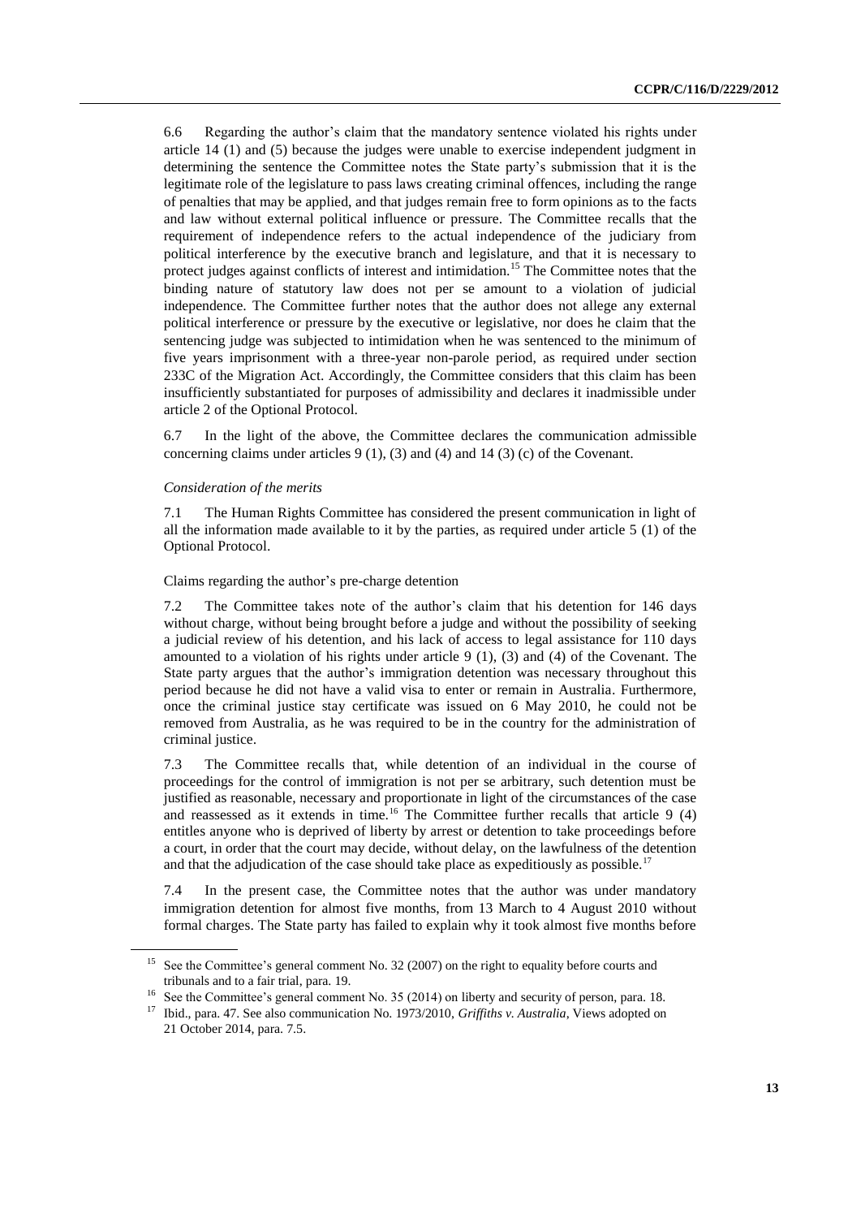6.6 Regarding the author's claim that the mandatory sentence violated his rights under article 14 (1) and (5) because the judges were unable to exercise independent judgment in determining the sentence the Committee notes the State party's submission that it is the legitimate role of the legislature to pass laws creating criminal offences, including the range of penalties that may be applied, and that judges remain free to form opinions as to the facts and law without external political influence or pressure. The Committee recalls that the requirement of independence refers to the actual independence of the judiciary from political interference by the executive branch and legislature, and that it is necessary to protect judges against conflicts of interest and intimidation.[15] The Committee notes that the binding nature of statutory law does not per se amount to a violation of judicial independence. The Committee further notes that the author does not allege any external political interference or pressure by the executive or legislative, nor does he claim that the sentencing judge was subjected to intimidation when he was sentenced to the minimum of five years imprisonment with a three-year non-parole period, as required under section 233C of the Migration Act. Accordingly, the Committee considers that this claim has been insufficiently substantiated for purposes of admissibility and declares it inadmissible under article 2 of the Optional Protocol.

6.7 In the light of the above, the Committee declares the communication admissible concerning claims under articles 9 (1), (3) and (4) and 14 (3) (c) of the Covenant.

*Consideration of the merits*

7.1 The Human Rights Committee has considered the present communication in light of all the information made available to it by the parties, as required under article 5 (1) of the Optional Protocol.

Claims regarding the author's pre-charge detention

7.2 The Committee takes note of the author's claim that his detention for 146 days without charge, without being brought before a judge and without the possibility of seeking a judicial review of his detention, and his lack of access to legal assistance for 110 days amounted to a violation of his rights under article 9 (1), (3) and (4) of the Covenant. The State party argues that the author's immigration detention was necessary throughout this period because he did not have a valid visa to enter or remain in Australia. Furthermore, once the criminal justice stay certificate was issued on 6 May 2010, he could not be removed from Australia, as he was required to be in the country for the administration of criminal justice.

7.3 The Committee recalls that, while detention of an individual in the course of proceedings for the control of immigration is not per se arbitrary, such detention must be justified as reasonable, necessary and proportionate in light of the circumstances of the case and reassessed as it extends in time.[16] The Committee further recalls that article 9 (4) entitles anyone who is deprived of liberty by arrest or detention to take proceedings before a court, in order that the court may decide, without delay, on the lawfulness of the detention and that the adjudication of the case should take place as expeditiously as possible.[17]

7.4 In the present case, the Committee notes that the author was under mandatory immigration detention for almost five months, from 13 March to 4 August 2010 without formal charges. The State party has failed to explain why it took almost five months before

---

[15] See the Committee's general comment No. 32 (2007) on the right to equality before courts and tribunals and to a fair trial, para. 19.

[16] See the Committee's general comment No. 35 (2014) on liberty and security of person, para. 18.

[17] Ibid., para. 47. See also communication No. 1973/2010, *Griffiths v. Australia*, Views adopted on 21 October 2014, para. 7.5.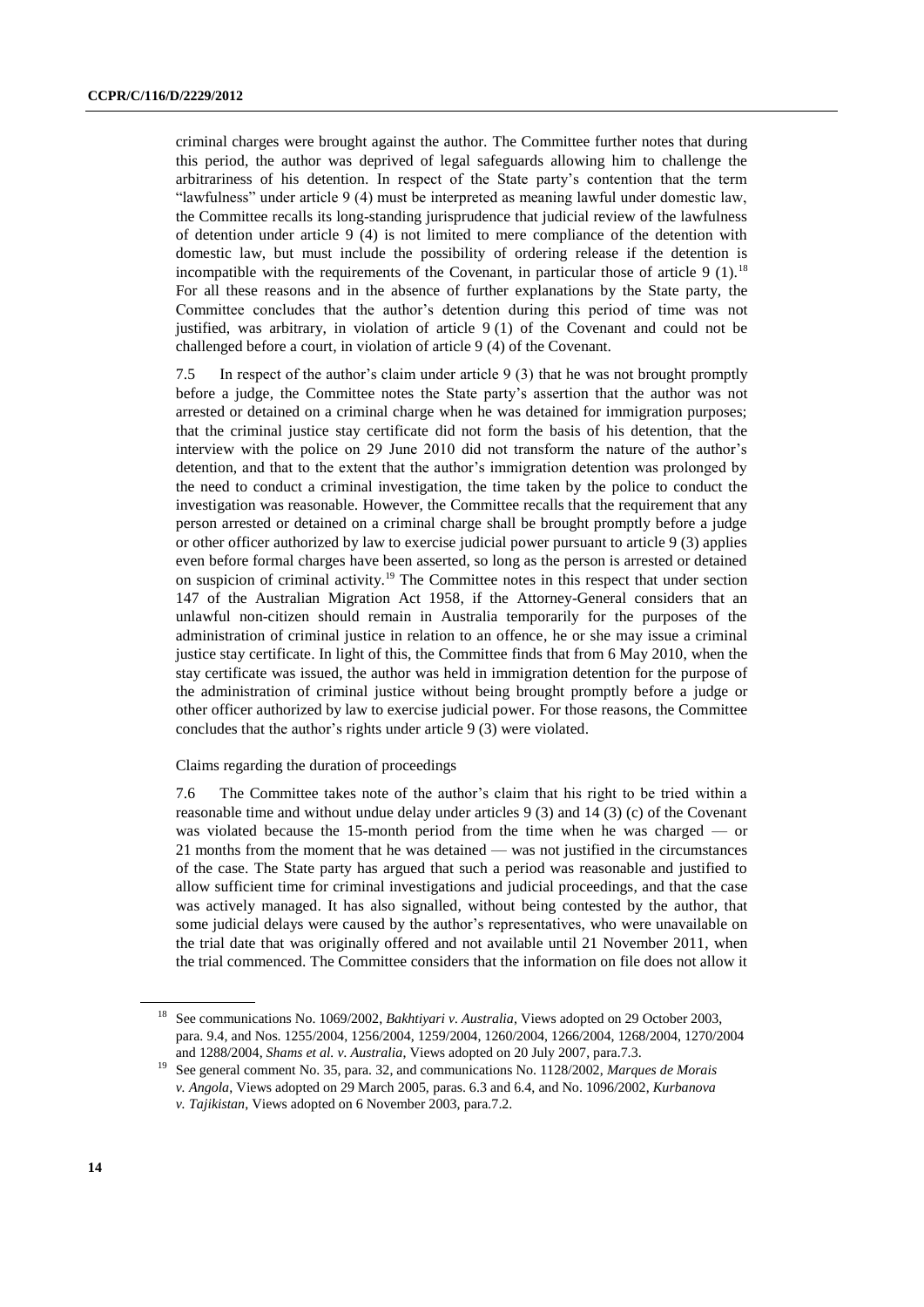criminal charges were brought against the author. The Committee further notes that during this period, the author was deprived of legal safeguards allowing him to challenge the arbitrariness of his detention. In respect of the State party's contention that the term "lawfulness" under article 9 (4) must be interpreted as meaning lawful under domestic law, the Committee recalls its long-standing jurisprudence that judicial review of the lawfulness of detention under article 9 (4) is not limited to mere compliance of the detention with domestic law, but must include the possibility of ordering release if the detention is incompatible with the requirements of the Covenant, in particular those of article 9 (1).[18] For all these reasons and in the absence of further explanations by the State party, the Committee concludes that the author's detention during this period of time was not justified, was arbitrary, in violation of article 9 (1) of the Covenant and could not be challenged before a court, in violation of article 9 (4) of the Covenant.

7.5 In respect of the author's claim under article 9 (3) that he was not brought promptly before a judge, the Committee notes the State party's assertion that the author was not arrested or detained on a criminal charge when he was detained for immigration purposes; that the criminal justice stay certificate did not form the basis of his detention, that the interview with the police on 29 June 2010 did not transform the nature of the author's detention, and that to the extent that the author's immigration detention was prolonged by the need to conduct a criminal investigation, the time taken by the police to conduct the investigation was reasonable. However, the Committee recalls that the requirement that any person arrested or detained on a criminal charge shall be brought promptly before a judge or other officer authorized by law to exercise judicial power pursuant to article 9 (3) applies even before formal charges have been asserted, so long as the person is arrested or detained on suspicion of criminal activity.[19] The Committee notes in this respect that under section 147 of the Australian Migration Act 1958, if the Attorney-General considers that an unlawful non-citizen should remain in Australia temporarily for the purposes of the administration of criminal justice in relation to an offence, he or she may issue a criminal justice stay certificate. In light of this, the Committee finds that from 6 May 2010, when the stay certificate was issued, the author was held in immigration detention for the purpose of the administration of criminal justice without being brought promptly before a judge or other officer authorized by law to exercise judicial power. For those reasons, the Committee concludes that the author's rights under article 9 (3) were violated.

Claims regarding the duration of proceedings

7.6 The Committee takes note of the author's claim that his right to be tried within a reasonable time and without undue delay under articles 9 (3) and 14 (3) (c) of the Covenant was violated because the 15-month period from the time when he was charged — or 21 months from the moment that he was detained — was not justified in the circumstances of the case. The State party has argued that such a period was reasonable and justified to allow sufficient time for criminal investigations and judicial proceedings, and that the case was actively managed. It has also signalled, without being contested by the author, that some judicial delays were caused by the author's representatives, who were unavailable on the trial date that was originally offered and not available until 21 November 2011, when the trial commenced. The Committee considers that the information on file does not allow it

---

[18] See communications No. 1069/2002, *Bakhtiyari v. Australia*, Views adopted on 29 October 2003, para. 9.4, and Nos. 1255/2004, 1256/2004, 1259/2004, 1260/2004, 1266/2004, 1268/2004, 1270/2004 and 1288/2004, *Shams et al. v. Australia*, Views adopted on 20 July 2007, para.7.3.

[19] See general comment No. 35, para. 32, and communications No. 1128/2002, *Marques de Morais v. Angola*, Views adopted on 29 March 2005, paras. 6.3 and 6.4, and No. 1096/2002, *Kurbanova v. Tajikistan*, Views adopted on 6 November 2003, para.7.2.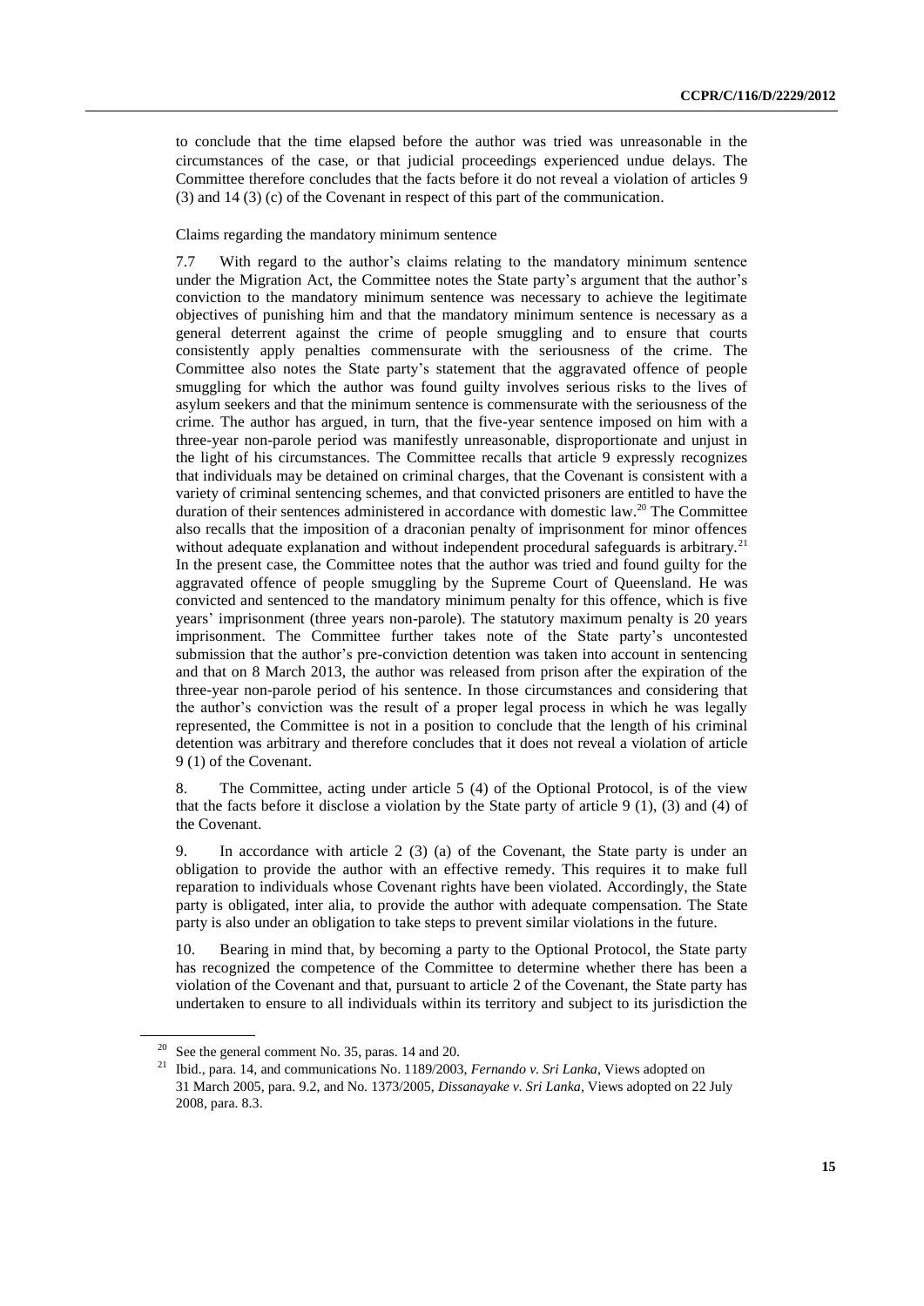to conclude that the time elapsed before the author was tried was unreasonable in the circumstances of the case, or that judicial proceedings experienced undue delays. The Committee therefore concludes that the facts before it do not reveal a violation of articles 9 (3) and 14 (3) (c) of the Covenant in respect of this part of the communication.

Claims regarding the mandatory minimum sentence

7.7 With regard to the author's claims relating to the mandatory minimum sentence under the Migration Act, the Committee notes the State party's argument that the author's conviction to the mandatory minimum sentence was necessary to achieve the legitimate objectives of punishing him and that the mandatory minimum sentence is necessary as a general deterrent against the crime of people smuggling and to ensure that courts consistently apply penalties commensurate with the seriousness of the crime. The Committee also notes the State party's statement that the aggravated offence of people smuggling for which the author was found guilty involves serious risks to the lives of asylum seekers and that the minimum sentence is commensurate with the seriousness of the crime. The author has argued, in turn, that the five-year sentence imposed on him with a three-year non-parole period was manifestly unreasonable, disproportionate and unjust in the light of his circumstances. The Committee recalls that article 9 expressly recognizes that individuals may be detained on criminal charges, that the Covenant is consistent with a variety of criminal sentencing schemes, and that convicted prisoners are entitled to have the duration of their sentences administered in accordance with domestic law.[20] The Committee also recalls that the imposition of a draconian penalty of imprisonment for minor offences without adequate explanation and without independent procedural safeguards is arbitrary.[21] In the present case, the Committee notes that the author was tried and found guilty for the aggravated offence of people smuggling by the Supreme Court of Queensland. He was convicted and sentenced to the mandatory minimum penalty for this offence, which is five years' imprisonment (three years non-parole). The statutory maximum penalty is 20 years imprisonment. The Committee further takes note of the State party's uncontested submission that the author's pre-conviction detention was taken into account in sentencing and that on 8 March 2013, the author was released from prison after the expiration of the three-year non-parole period of his sentence. In those circumstances and considering that the author's conviction was the result of a proper legal process in which he was legally represented, the Committee is not in a position to conclude that the length of his criminal detention was arbitrary and therefore concludes that it does not reveal a violation of article 9 (1) of the Covenant.

8. The Committee, acting under article 5 (4) of the Optional Protocol, is of the view that the facts before it disclose a violation by the State party of article 9 (1), (3) and (4) of the Covenant.

9. In accordance with article 2 (3) (a) of the Covenant, the State party is under an obligation to provide the author with an effective remedy. This requires it to make full reparation to individuals whose Covenant rights have been violated. Accordingly, the State party is obligated, inter alia, to provide the author with adequate compensation. The State party is also under an obligation to take steps to prevent similar violations in the future.

10. Bearing in mind that, by becoming a party to the Optional Protocol, the State party has recognized the competence of the Committee to determine whether there has been a violation of the Covenant and that, pursuant to article 2 of the Covenant, the State party has undertaken to ensure to all individuals within its territory and subject to its jurisdiction the

---

[20] See the general comment No. 35, paras. 14 and 20.

[21] Ibid., para. 14, and communications No. 1189/2003, *Fernando v. Sri Lanka*, Views adopted on 31 March 2005, para. 9.2, and No. 1373/2005, *Dissanayake v. Sri Lanka*, Views adopted on 22 July 2008, para. 8.3.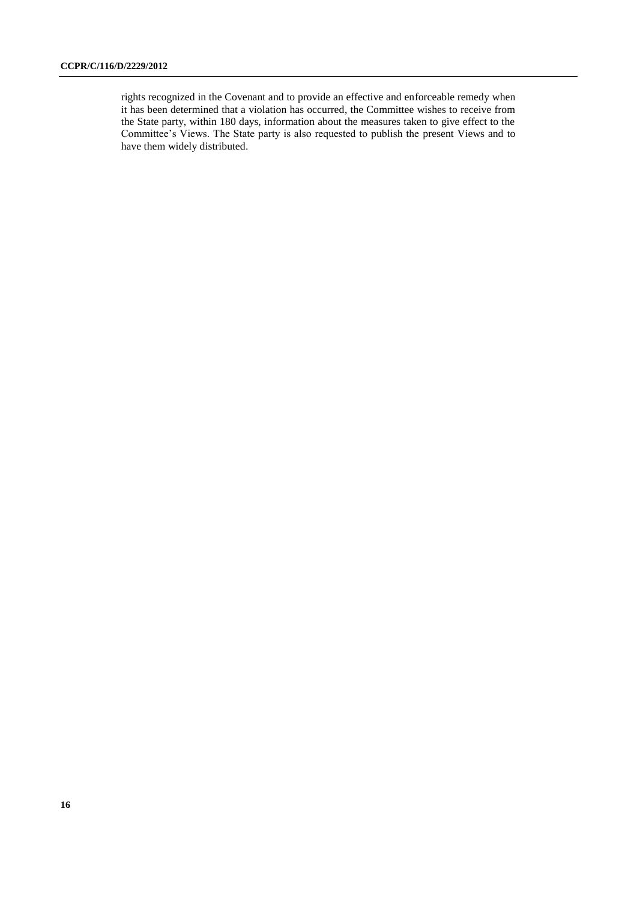rights recognized in the Covenant and to provide an effective and enforceable remedy when it has been determined that a violation has occurred, the Committee wishes to receive from the State party, within 180 days, information about the measures taken to give effect to the Committee's Views. The State party is also requested to publish the present Views and to have them widely distributed.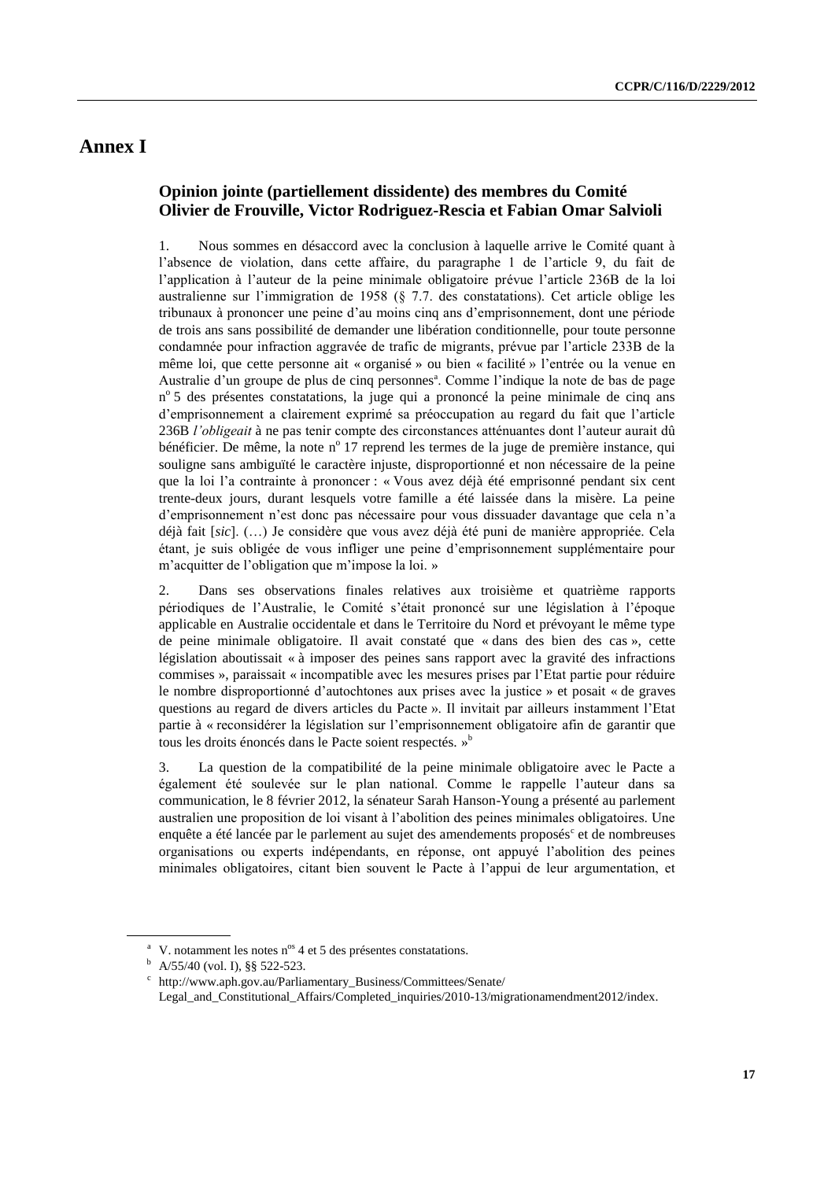# Annex I

## Opinion jointe (partiellement dissidente) des membres du Comité Olivier de Frouville, Victor Rodriguez-Rescia et Fabian Omar Salvioli

1. Nous sommes en désaccord avec la conclusion à laquelle arrive le Comité quant à l'absence de violation, dans cette affaire, du paragraphe 1 de l'article 9, du fait de l'application à l'auteur de la peine minimale obligatoire prévue l'article 236B de la loi australienne sur l'immigration de 1958 (§ 7.7. des constatations). Cet article oblige les tribunaux à prononcer une peine d'au moins cinq ans d'emprisonnement, dont une période de trois ans sans possibilité de demander une libération conditionnelle, pour toute personne condamnée pour infraction aggravée de trafic de migrants, prévue par l'article 233B de la même loi, que cette personne ait « organisé » ou bien « facilité » l'entrée ou la venue en Australie d'un groupe de plus de cinq personnes[a]. Comme l'indique la note de bas de page n° 5 des présentes constatations, la juge qui a prononcé la peine minimale de cinq ans d'emprisonnement a clairement exprimé sa préoccupation au regard du fait que l'article 236B *l'obligeait* à ne pas tenir compte des circonstances atténuantes dont l'auteur aurait dû bénéficier. De même, la note n° 17 reprend les termes de la juge de première instance, qui souligne sans ambiguïté le caractère injuste, disproportionné et non nécessaire de la peine que la loi l'a contrainte à prononcer : « Vous avez déjà été emprisonné pendant six cent trente-deux jours, durant lesquels votre famille a été laissée dans la misère. La peine d'emprisonnement n'est donc pas nécessaire pour vous dissuader davantage que cela n'a déjà fait [*sic*]. (…) Je considère que vous avez déjà été puni de manière appropriée. Cela étant, je suis obligée de vous infliger une peine d'emprisonnement supplémentaire pour m'acquitter de l'obligation que m'impose la loi. »

2. Dans ses observations finales relatives aux troisième et quatrième rapports périodiques de l'Australie, le Comité s'était prononcé sur une législation à l'époque applicable en Australie occidentale et dans le Territoire du Nord et prévoyant le même type de peine minimale obligatoire. Il avait constaté que « dans des bien des cas », cette législation aboutissait « à imposer des peines sans rapport avec la gravité des infractions commises », paraissait « incompatible avec les mesures prises par l'Etat partie pour réduire le nombre disproportionné d'autochtones aux prises avec la justice » et posait « de graves questions au regard de divers articles du Pacte ». Il invitait par ailleurs instamment l'Etat partie à « reconsidérer la législation sur l'emprisonnement obligatoire afin de garantir que tous les droits énoncés dans le Pacte soient respectés. »[b]

3. La question de la compatibilité de la peine minimale obligatoire avec le Pacte a également été soulevée sur le plan national. Comme le rappelle l'auteur dans sa communication, le 8 février 2012, la sénateur Sarah Hanson-Young a présenté au parlement australien une proposition de loi visant à l'abolition des peines minimales obligatoires. Une enquête a été lancée par le parlement au sujet des amendements proposés[c] et de nombreuses organisations ou experts indépendants, en réponse, ont appuyé l'abolition des peines minimales obligatoires, citant bien souvent le Pacte à l'appui de leur argumentation, et

---

[a] V. notamment les notes n[os] 4 et 5 des présentes constatations.

[b] A/55/40 (vol. I), §§ 522-523.

[c] http://www.aph.gov.au/Parliamentary_Business/Committees/Senate/Legal_and_Constitutional_Affairs/Completed_inquiries/2010-13/migrationamendment2012/index.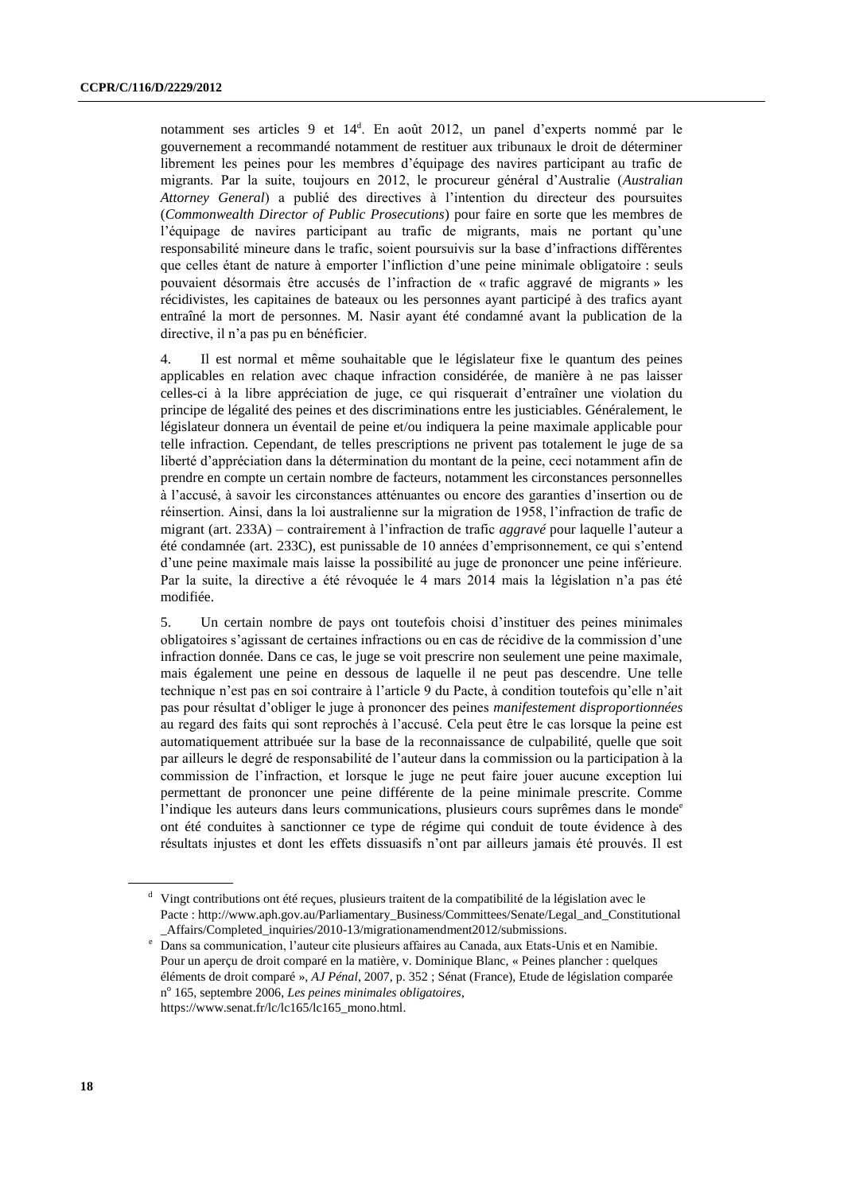notamment ses articles 9 et 14[d]. En août 2012, un panel d'experts nommé par le gouvernement a recommandé notamment de restituer aux tribunaux le droit de déterminer librement les peines pour les membres d'équipage des navires participant au trafic de migrants. Par la suite, toujours en 2012, le procureur général d'Australie (*Australian Attorney General*) a publié des directives à l'intention du directeur des poursuites (*Commonwealth Director of Public Prosecutions*) pour faire en sorte que les membres de l'équipage de navires participant au trafic de migrants, mais ne portant qu'une responsabilité mineure dans le trafic, soient poursuivis sur la base d'infractions différentes que celles étant de nature à emporter l'infliction d'une peine minimale obligatoire : seuls pouvaient désormais être accusés de l'infraction de « trafic aggravé de migrants » les récidivistes, les capitaines de bateaux ou les personnes ayant participé à des trafics ayant entraîné la mort de personnes. M. Nasir ayant été condamné avant la publication de la directive, il n'a pas pu en bénéficier.

4. Il est normal et même souhaitable que le législateur fixe le quantum des peines applicables en relation avec chaque infraction considérée, de manière à ne pas laisser celles-ci à la libre appréciation de juge, ce qui risquerait d'entraîner une violation du principe de légalité des peines et des discriminations entre les justiciables. Généralement, le législateur donnera un éventail de peine et/ou indiquera la peine maximale applicable pour telle infraction. Cependant, de telles prescriptions ne privent pas totalement le juge de sa liberté d'appréciation dans la détermination du montant de la peine, ceci notamment afin de prendre en compte un certain nombre de facteurs, notamment les circonstances personnelles à l'accusé, à savoir les circonstances atténuantes ou encore des garanties d'insertion ou de réinsertion. Ainsi, dans la loi australienne sur la migration de 1958, l'infraction de trafic de migrant (art. 233A) – contrairement à l'infraction de trafic *aggravé* pour laquelle l'auteur a été condamnée (art. 233C), est punissable de 10 années d'emprisonnement, ce qui s'entend d'une peine maximale mais laisse la possibilité au juge de prononcer une peine inférieure. Par la suite, la directive a été révoquée le 4 mars 2014 mais la législation n'a pas été modifiée.

5. Un certain nombre de pays ont toutefois choisi d'instituer des peines minimales obligatoires s'agissant de certaines infractions ou en cas de récidive de la commission d'une infraction donnée. Dans ce cas, le juge se voit prescrire non seulement une peine maximale, mais également une peine en dessous de laquelle il ne peut pas descendre. Une telle technique n'est pas en soi contraire à l'article 9 du Pacte, à condition toutefois qu'elle n'ait pas pour résultat d'obliger le juge à prononcer des peines *manifestement disproportionnées* au regard des faits qui sont reprochés à l'accusé. Cela peut être le cas lorsque la peine est automatiquement attribuée sur la base de la reconnaissance de culpabilité, quelle que soit par ailleurs le degré de responsabilité de l'auteur dans la commission ou la participation à la commission de l'infraction, et lorsque le juge ne peut faire jouer aucune exception lui permettant de prononcer une peine différente de la peine minimale prescrite. Comme l'indique les auteurs dans leurs communications, plusieurs cours suprêmes dans le monde[e] ont été conduites à sanctionner ce type de régime qui conduit de toute évidence à des résultats injustes et dont les effets dissuasifs n'ont par ailleurs jamais été prouvés. Il est

---

[d] Vingt contributions ont été reçues, plusieurs traitent de la compatibilité de la législation avec le Pacte : http://www.aph.gov.au/Parliamentary_Business/Committees/Senate/Legal_and_Constitutional_Affairs/Completed_inquiries/2010-13/migrationamendment2012/submissions.

[e] Dans sa communication, l'auteur cite plusieurs affaires au Canada, aux Etats-Unis et en Namibie. Pour un aperçu de droit comparé en la matière, v. Dominique Blanc, « Peines plancher : quelques éléments de droit comparé », *AJ Pénal*, 2007, p. 352 ; Sénat (France), Etude de législation comparée n° 165, septembre 2006, *Les peines minimales obligatoires*, https://www.senat.fr/lc/lc165/lc165_mono.html.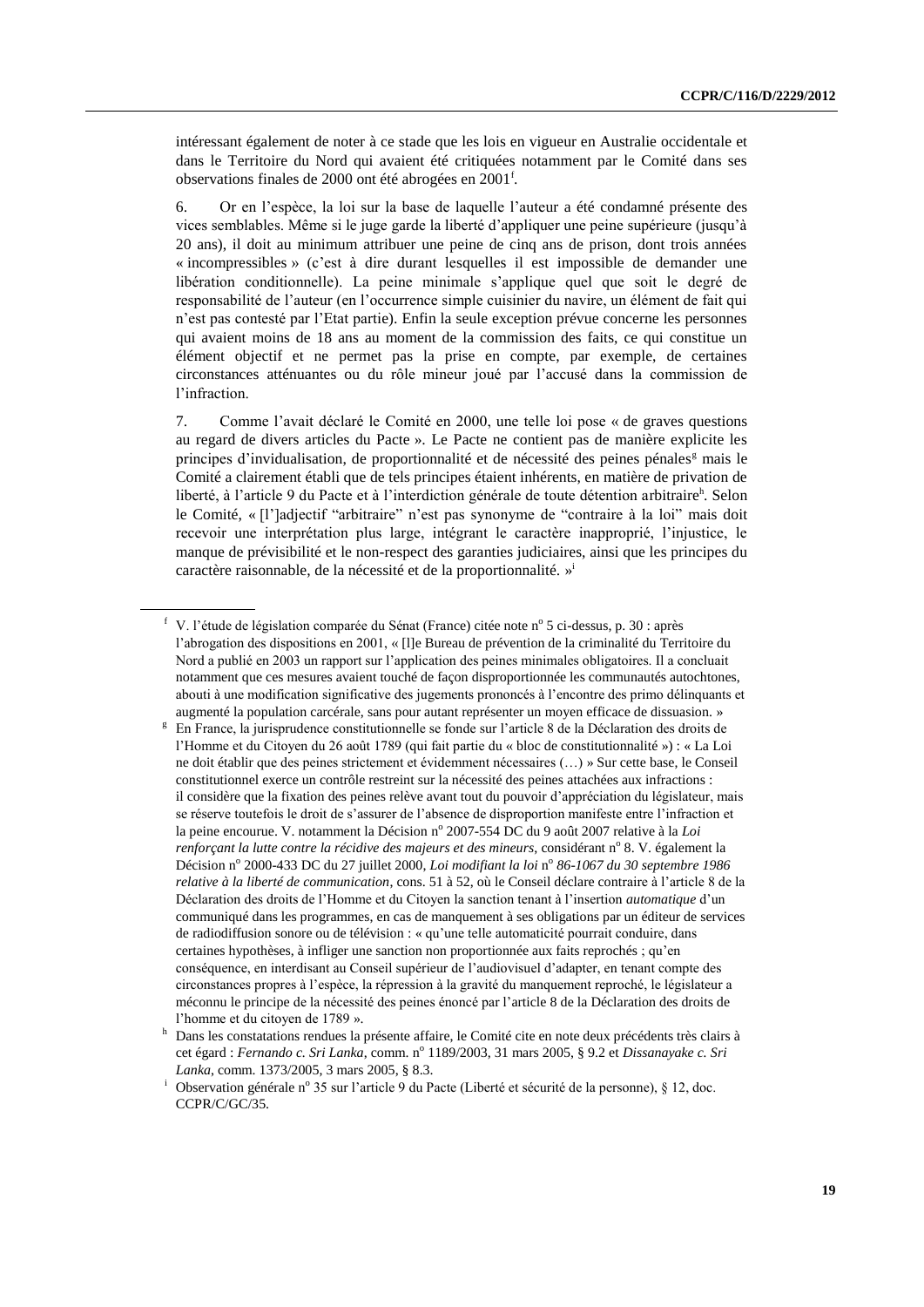intéressant également de noter à ce stade que les lois en vigueur en Australie occidentale et dans le Territoire du Nord qui avaient été critiquées notamment par le Comité dans ses observations finales de 2000 ont été abrogées en 2001[f].

6. Or en l'espèce, la loi sur la base de laquelle l'auteur a été condamné présente des vices semblables. Même si le juge garde la liberté d'appliquer une peine supérieure (jusqu'à 20 ans), il doit au minimum attribuer une peine de cinq ans de prison, dont trois années « incompressibles » (c'est à dire durant lesquelles il est impossible de demander une libération conditionnelle). La peine minimale s'applique quel que soit le degré de responsabilité de l'auteur (en l'occurrence simple cuisinier du navire, un élément de fait qui n'est pas contesté par l'Etat partie). Enfin la seule exception prévue concerne les personnes qui avaient moins de 18 ans au moment de la commission des faits, ce qui constitue un élément objectif et ne permet pas la prise en compte, par exemple, de certaines circonstances atténuantes ou du rôle mineur joué par l'accusé dans la commission de l'infraction.

7. Comme l'avait déclaré le Comité en 2000, une telle loi pose « de graves questions au regard de divers articles du Pacte ». Le Pacte ne contient pas de manière explicite les principes d'invidualisation, de proportionnalité et de nécessité des peines pénales[g] mais le Comité a clairement établi que de tels principes étaient inhérents, en matière de privation de liberté, à l'article 9 du Pacte et à l'interdiction générale de toute détention arbitraire[h]. Selon le Comité, « [l']adjectif "arbitraire" n'est pas synonyme de "contraire à la loi" mais doit recevoir une interprétation plus large, intégrant le caractère inapproprié, l'injustice, le manque de prévisibilité et le non-respect des garanties judiciaires, ainsi que les principes du caractère raisonnable, de la nécessité et de la proportionnalité. »[i]

---

[f] V. l'étude de législation comparée du Sénat (France) citée note n° 5 ci-dessus, p. 30 : après l'abrogation des dispositions en 2001, « [l]e Bureau de prévention de la criminalité du Territoire du Nord a publié en 2003 un rapport sur l'application des peines minimales obligatoires. Il a concluait notamment que ces mesures avaient touché de façon disproportionnée les communautés autochtones, abouti à une modification significative des jugements prononcés à l'encontre des primo délinquants et augmenté la population carcérale, sans pour autant représenter un moyen efficace de dissuasion. »

[g] En France, la jurisprudence constitutionnelle se fonde sur l'article 8 de la Déclaration des droits de l'Homme et du Citoyen du 26 août 1789 (qui fait partie du « bloc de constitutionnalité ») : « La Loi ne doit établir que des peines strictement et évidemment nécessaires (…) » Sur cette base, le Conseil constitutionnel exerce un contrôle restreint sur la nécessité des peines attachées aux infractions : il considère que la fixation des peines relève avant tout du pouvoir d'appréciation du législateur, mais se réserve toutefois le droit de s'assurer de l'absence de disproportion manifeste entre l'infraction et la peine encourue. V. notamment la Décision n° 2007-554 DC du 9 août 2007 relative à la *Loi renforçant la lutte contre la récidive des majeurs et des mineurs*, considérant n° 8. V. également la Décision n° 2000-433 DC du 27 juillet 2000, *Loi modifiant la loi* n° *86-1067 du 30 septembre 1986 relative à la liberté de communication*, cons. 51 à 52, où le Conseil déclare contraire à l'article 8 de la Déclaration des droits de l'Homme et du Citoyen la sanction tenant à l'insertion *automatique* d'un communiqué dans les programmes, en cas de manquement à ses obligations par un éditeur de services de radiodiffusion sonore ou de télévision : « qu'une telle automaticité pourrait conduire, dans certaines hypothèses, à infliger une sanction non proportionnée aux faits reprochés ; qu'en conséquence, en interdisant au Conseil supérieur de l'audiovisuel d'adapter, en tenant compte des circonstances propres à l'espèce, la répression à la gravité du manquement reproché, le législateur a méconnu le principe de la nécessité des peines énoncé par l'article 8 de la Déclaration des droits de l'homme et du citoyen de 1789 ».

[h] Dans les constatations rendues la présente affaire, le Comité cite en note deux précédents très clairs à cet égard : *Fernando c. Sri Lanka*, comm. n° 1189/2003, 31 mars 2005, § 9.2 et *Dissanayake c. Sri Lanka*, comm. 1373/2005, 3 mars 2005, § 8.3.

[i] Observation générale n° 35 sur l'article 9 du Pacte (Liberté et sécurité de la personne), § 12, doc. CCPR/C/GC/35.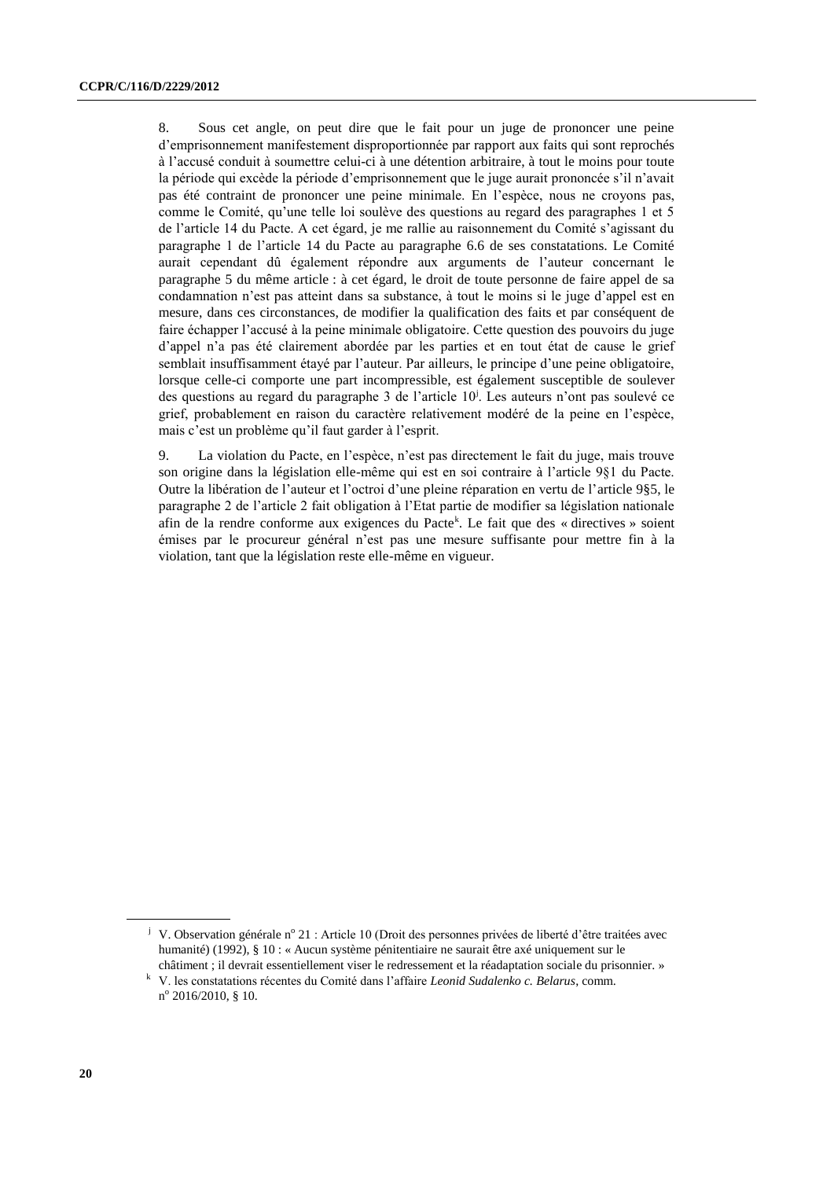8. Sous cet angle, on peut dire que le fait pour un juge de prononcer une peine d'emprisonnement manifestement disproportionnée par rapport aux faits qui sont reprochés à l'accusé conduit à soumettre celui-ci à une détention arbitraire, à tout le moins pour toute la période qui excède la période d'emprisonnement que le juge aurait prononcée s'il n'avait pas été contraint de prononcer une peine minimale. En l'espèce, nous ne croyons pas, comme le Comité, qu'une telle loi soulève des questions au regard des paragraphes 1 et 5 de l'article 14 du Pacte. A cet égard, je me rallie au raisonnement du Comité s'agissant du paragraphe 1 de l'article 14 du Pacte au paragraphe 6.6 de ses constatations. Le Comité aurait cependant dû également répondre aux arguments de l'auteur concernant le paragraphe 5 du même article : à cet égard, le droit de toute personne de faire appel de sa condamnation n'est pas atteint dans sa substance, à tout le moins si le juge d'appel est en mesure, dans ces circonstances, de modifier la qualification des faits et par conséquent de faire échapper l'accusé à la peine minimale obligatoire. Cette question des pouvoirs du juge d'appel n'a pas été clairement abordée par les parties et en tout état de cause le grief semblait insuffisamment étayé par l'auteur. Par ailleurs, le principe d'une peine obligatoire, lorsque celle-ci comporte une part incompressible, est également susceptible de soulever des questions au regard du paragraphe 3 de l'article 10[j]. Les auteurs n'ont pas soulevé ce grief, probablement en raison du caractère relativement modéré de la peine en l'espèce, mais c'est un problème qu'il faut garder à l'esprit.

9. La violation du Pacte, en l'espèce, n'est pas directement le fait du juge, mais trouve son origine dans la législation elle-même qui est en soi contraire à l'article 9§1 du Pacte. Outre la libération de l'auteur et l'octroi d'une pleine réparation en vertu de l'article 9§5, le paragraphe 2 de l'article 2 fait obligation à l'Etat partie de modifier sa législation nationale afin de la rendre conforme aux exigences du Pacte[k]. Le fait que des « directives » soient émises par le procureur général n'est pas une mesure suffisante pour mettre fin à la violation, tant que la législation reste elle-même en vigueur.

---

[j] V. Observation générale n° 21 : Article 10 (Droit des personnes privées de liberté d'être traitées avec humanité) (1992), § 10 : « Aucun système pénitentiaire ne saurait être axé uniquement sur le châtiment ; il devrait essentiellement viser le redressement et la réadaptation sociale du prisonnier. »

[k] V. les constatations récentes du Comité dans l'affaire *Leonid Sudalenko c. Belarus*, comm. n° 2016/2010, § 10.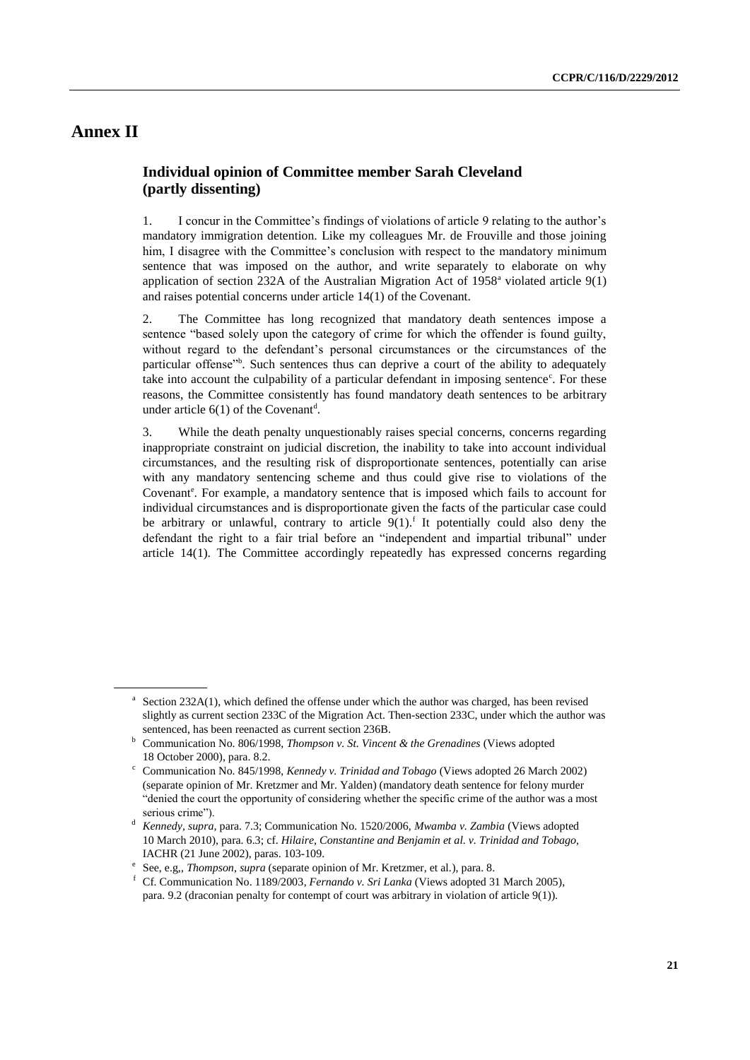# Annex II

## Individual opinion of Committee member Sarah Cleveland (partly dissenting)

1. I concur in the Committee's findings of violations of article 9 relating to the author's mandatory immigration detention. Like my colleagues Mr. de Frouville and those joining him, I disagree with the Committee's conclusion with respect to the mandatory minimum sentence that was imposed on the author, and write separately to elaborate on why application of section 232A of the Australian Migration Act of 1958[a] violated article 9(1) and raises potential concerns under article 14(1) of the Covenant.

2. The Committee has long recognized that mandatory death sentences impose a sentence "based solely upon the category of crime for which the offender is found guilty, without regard to the defendant's personal circumstances or the circumstances of the particular offense"[b]. Such sentences thus can deprive a court of the ability to adequately take into account the culpability of a particular defendant in imposing sentence[c]. For these reasons, the Committee consistently has found mandatory death sentences to be arbitrary under article 6(1) of the Covenant[d].

3. While the death penalty unquestionably raises special concerns, concerns regarding inappropriate constraint on judicial discretion, the inability to take into account individual circumstances, and the resulting risk of disproportionate sentences, potentially can arise with any mandatory sentencing scheme and thus could give rise to violations of the Covenant[e]. For example, a mandatory sentence that is imposed which fails to account for individual circumstances and is disproportionate given the facts of the particular case could be arbitrary or unlawful, contrary to article 9(1).[f] It potentially could also deny the defendant the right to a fair trial before an "independent and impartial tribunal" under article 14(1). The Committee accordingly repeatedly has expressed concerns regarding

---

[a] Section 232A(1), which defined the offense under which the author was charged, has been revised slightly as current section 233C of the Migration Act. Then-section 233C, under which the author was sentenced, has been reenacted as current section 236B.

[b] Communication No. 806/1998, *Thompson v. St. Vincent & the Grenadines* (Views adopted 18 October 2000), para. 8.2.

[c] Communication No. 845/1998, *Kennedy v. Trinidad and Tobago* (Views adopted 26 March 2002) (separate opinion of Mr. Kretzmer and Mr. Yalden) (mandatory death sentence for felony murder "denied the court the opportunity of considering whether the specific crime of the author was a most serious crime").

[d] *Kennedy, supra*, para. 7.3; Communication No. 1520/2006, *Mwamba v. Zambia* (Views adopted 10 March 2010), para. 6.3; cf. *Hilaire, Constantine and Benjamin et al. v. Trinidad and Tobago*, IACHR (21 June 2002), paras. 103-109.

[e] See, e.g,, *Thompson*, *supra* (separate opinion of Mr. Kretzmer, et al.), para. 8.

[f] Cf. Communication No. 1189/2003, *Fernando v. Sri Lanka* (Views adopted 31 March 2005), para. 9.2 (draconian penalty for contempt of court was arbitrary in violation of article 9(1)).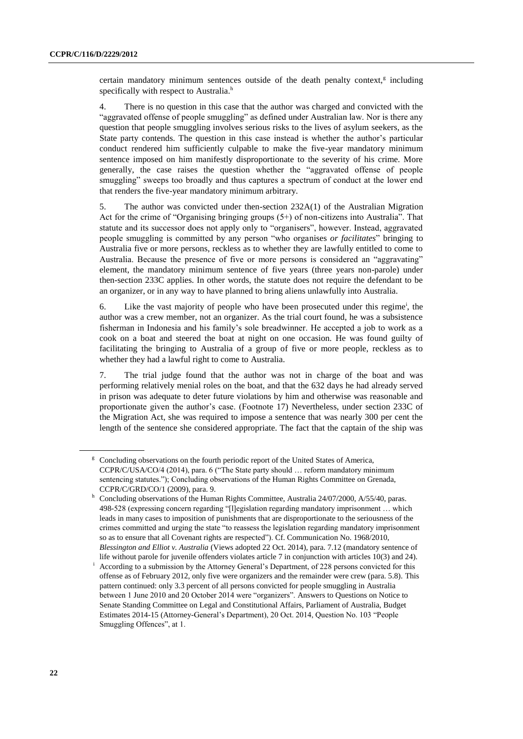certain mandatory minimum sentences outside of the death penalty context,[g] including specifically with respect to Australia.[h]

4. There is no question in this case that the author was charged and convicted with the "aggravated offense of people smuggling" as defined under Australian law. Nor is there any question that people smuggling involves serious risks to the lives of asylum seekers, as the State party contends. The question in this case instead is whether the author's particular conduct rendered him sufficiently culpable to make the five-year mandatory minimum sentence imposed on him manifestly disproportionate to the severity of his crime. More generally, the case raises the question whether the "aggravated offense of people smuggling" sweeps too broadly and thus captures a spectrum of conduct at the lower end that renders the five-year mandatory minimum arbitrary.

5. The author was convicted under then-section 232A(1) of the Australian Migration Act for the crime of "Organising bringing groups (5+) of non-citizens into Australia". That statute and its successor does not apply only to "organisers", however. Instead, aggravated people smuggling is committed by any person "who organises *or facilitates*" bringing to Australia five or more persons, reckless as to whether they are lawfully entitled to come to Australia. Because the presence of five or more persons is considered an "aggravating" element, the mandatory minimum sentence of five years (three years non-parole) under then-section 233C applies. In other words, the statute does not require the defendant to be an organizer, or in any way to have planned to bring aliens unlawfully into Australia.

6. Like the vast majority of people who have been prosecuted under this regime[i], the author was a crew member, not an organizer. As the trial court found, he was a subsistence fisherman in Indonesia and his family's sole breadwinner. He accepted a job to work as a cook on a boat and steered the boat at night on one occasion. He was found guilty of facilitating the bringing to Australia of a group of five or more people, reckless as to whether they had a lawful right to come to Australia.

7. The trial judge found that the author was not in charge of the boat and was performing relatively menial roles on the boat, and that the 632 days he had already served in prison was adequate to deter future violations by him and otherwise was reasonable and proportionate given the author's case. (Footnote 17) Nevertheless, under section 233C of the Migration Act, she was required to impose a sentence that was nearly 300 per cent the length of the sentence she considered appropriate. The fact that the captain of the ship was

---

[g] Concluding observations on the fourth periodic report of the United States of America, CCPR/C/USA/CO/4 (2014), para. 6 ("The State party should … reform mandatory minimum sentencing statutes."); Concluding observations of the Human Rights Committee on Grenada, CCPR/C/GRD/CO/1 (2009), para. 9.

[h] Concluding observations of the Human Rights Committee, Australia 24/07/2000, A/55/40, paras. 498-528 (expressing concern regarding "[l]egislation regarding mandatory imprisonment … which leads in many cases to imposition of punishments that are disproportionate to the seriousness of the crimes committed and urging the state "to reassess the legislation regarding mandatory imprisonment so as to ensure that all Covenant rights are respected"). Cf. Communication No. 1968/2010, *Blessington and Elliot v. Australia* (Views adopted 22 Oct. 2014), para. 7.12 (mandatory sentence of life without parole for juvenile offenders violates article 7 in conjunction with articles 10(3) and 24).

[i] According to a submission by the Attorney General's Department, of 228 persons convicted for this offense as of February 2012, only five were organizers and the remainder were crew (para. 5.8). This pattern continued: only 3.3 percent of all persons convicted for people smuggling in Australia between 1 June 2010 and 20 October 2014 were "organizers". Answers to Questions on Notice to Senate Standing Committee on Legal and Constitutional Affairs, Parliament of Australia, Budget Estimates 2014-15 (Attorney-General's Department), 20 Oct. 2014, Question No. 103 "People Smuggling Offences", at 1.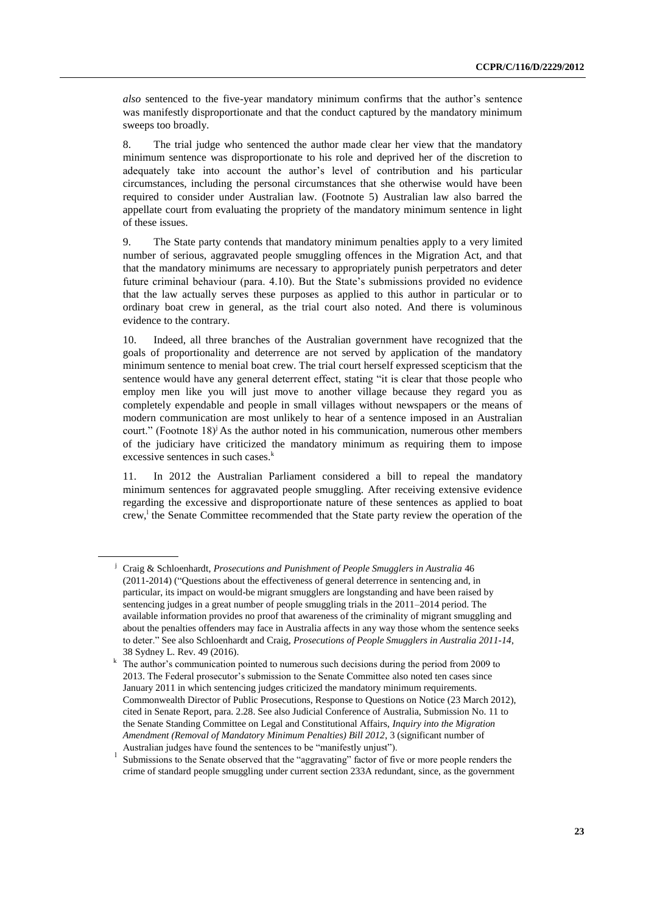*also* sentenced to the five-year mandatory minimum confirms that the author's sentence was manifestly disproportionate and that the conduct captured by the mandatory minimum sweeps too broadly.

8. The trial judge who sentenced the author made clear her view that the mandatory minimum sentence was disproportionate to his role and deprived her of the discretion to adequately take into account the author's level of contribution and his particular circumstances, including the personal circumstances that she otherwise would have been required to consider under Australian law. (Footnote 5) Australian law also barred the appellate court from evaluating the propriety of the mandatory minimum sentence in light of these issues.

9. The State party contends that mandatory minimum penalties apply to a very limited number of serious, aggravated people smuggling offences in the Migration Act, and that that the mandatory minimums are necessary to appropriately punish perpetrators and deter future criminal behaviour (para. 4.10). But the State's submissions provided no evidence that the law actually serves these purposes as applied to this author in particular or to ordinary boat crew in general, as the trial court also noted. And there is voluminous evidence to the contrary.

10. Indeed, all three branches of the Australian government have recognized that the goals of proportionality and deterrence are not served by application of the mandatory minimum sentence to menial boat crew. The trial court herself expressed scepticism that the sentence would have any general deterrent effect, stating "it is clear that those people who employ men like you will just move to another village because they regard you as completely expendable and people in small villages without newspapers or the means of modern communication are most unlikely to hear of a sentence imposed in an Australian court." (Footnote 18)[j] As the author noted in his communication, numerous other members of the judiciary have criticized the mandatory minimum as requiring them to impose excessive sentences in such cases.[k]

11. In 2012 the Australian Parliament considered a bill to repeal the mandatory minimum sentences for aggravated people smuggling. After receiving extensive evidence regarding the excessive and disproportionate nature of these sentences as applied to boat crew,[l] the Senate Committee recommended that the State party review the operation of the

---

[j] Craig & Schloenhardt, *Prosecutions and Punishment of People Smugglers in Australia* 46 (2011-2014) ("Questions about the effectiveness of general deterrence in sentencing and, in particular, its impact on would-be migrant smugglers are longstanding and have been raised by sentencing judges in a great number of people smuggling trials in the 2011–2014 period. The available information provides no proof that awareness of the criminality of migrant smuggling and about the penalties offenders may face in Australia affects in any way those whom the sentence seeks to deter." See also Schloenhardt and Craig, *Prosecutions of People Smugglers in Australia 2011-14*, 38 Sydney L. Rev. 49 (2016).

[k] The author's communication pointed to numerous such decisions during the period from 2009 to 2013. The Federal prosecutor's submission to the Senate Committee also noted ten cases since January 2011 in which sentencing judges criticized the mandatory minimum requirements. Commonwealth Director of Public Prosecutions, Response to Questions on Notice (23 March 2012), cited in Senate Report, para. 2.28. See also Judicial Conference of Australia, Submission No. 11 to the Senate Standing Committee on Legal and Constitutional Affairs, *Inquiry into the Migration Amendment (Removal of Mandatory Minimum Penalties) Bill 2012*, 3 (significant number of Australian judges have found the sentences to be "manifestly unjust").

[l] Submissions to the Senate observed that the "aggravating" factor of five or more people renders the crime of standard people smuggling under current section 233A redundant, since, as the government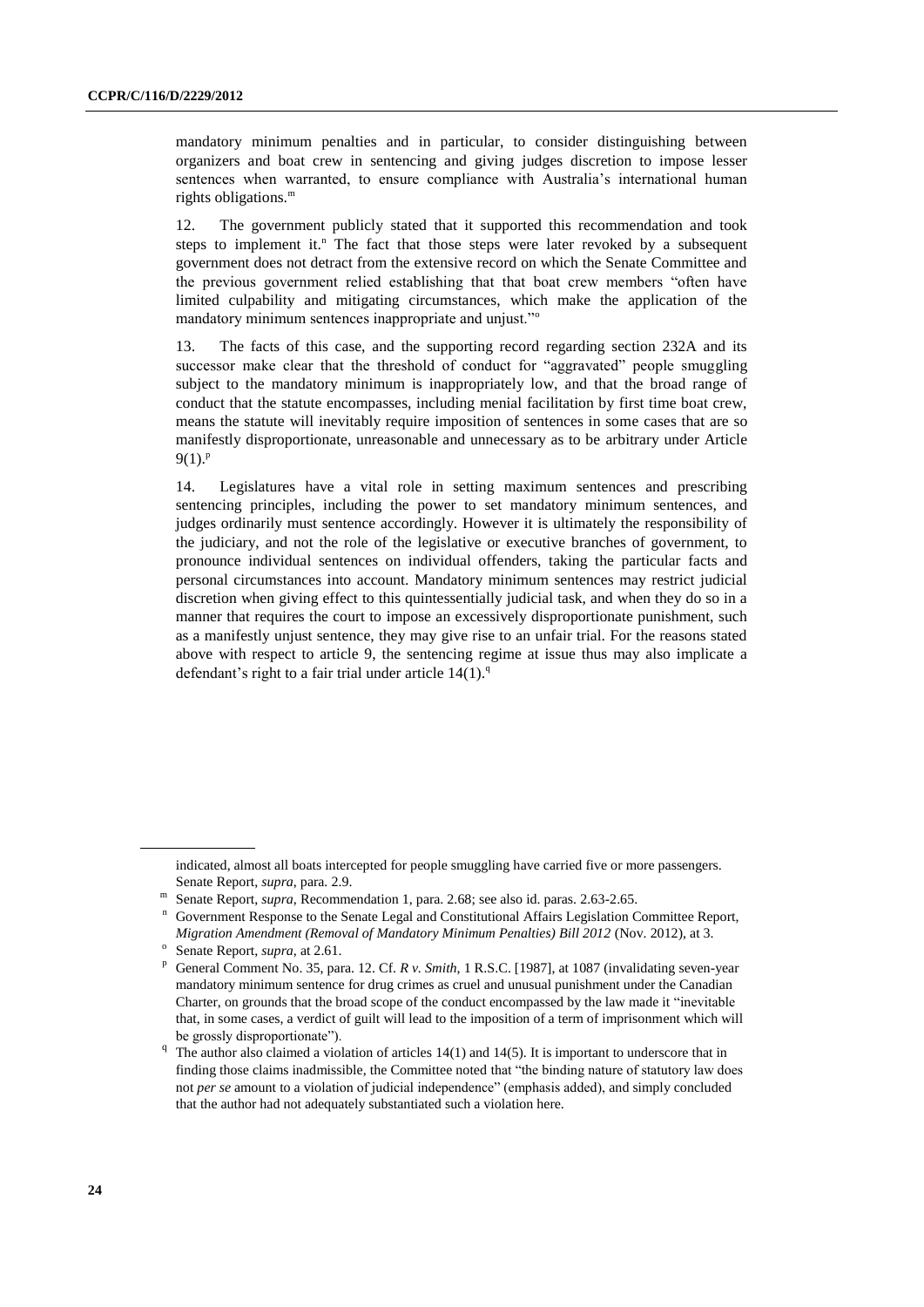mandatory minimum penalties and in particular, to consider distinguishing between organizers and boat crew in sentencing and giving judges discretion to impose lesser sentences when warranted, to ensure compliance with Australia's international human rights obligations.[m]

12. The government publicly stated that it supported this recommendation and took steps to implement it.[n] The fact that those steps were later revoked by a subsequent government does not detract from the extensive record on which the Senate Committee and the previous government relied establishing that that boat crew members "often have limited culpability and mitigating circumstances, which make the application of the mandatory minimum sentences inappropriate and unjust."[o]

13. The facts of this case, and the supporting record regarding section 232A and its successor make clear that the threshold of conduct for "aggravated" people smuggling subject to the mandatory minimum is inappropriately low, and that the broad range of conduct that the statute encompasses, including menial facilitation by first time boat crew, means the statute will inevitably require imposition of sentences in some cases that are so manifestly disproportionate, unreasonable and unnecessary as to be arbitrary under Article 9(1).[p]

14. Legislatures have a vital role in setting maximum sentences and prescribing sentencing principles, including the power to set mandatory minimum sentences, and judges ordinarily must sentence accordingly. However it is ultimately the responsibility of the judiciary, and not the role of the legislative or executive branches of government, to pronounce individual sentences on individual offenders, taking the particular facts and personal circumstances into account. Mandatory minimum sentences may restrict judicial discretion when giving effect to this quintessentially judicial task, and when they do so in a manner that requires the court to impose an excessively disproportionate punishment, such as a manifestly unjust sentence, they may give rise to an unfair trial. For the reasons stated above with respect to article 9, the sentencing regime at issue thus may also implicate a defendant's right to a fair trial under article 14(1).[q]

---

indicated, almost all boats intercepted for people smuggling have carried five or more passengers. Senate Report, *supra*, para. 2.9.

[m] Senate Report, *supra*, Recommendation 1, para. 2.68; see also id. paras. 2.63-2.65.

[n] Government Response to the Senate Legal and Constitutional Affairs Legislation Committee Report, *Migration Amendment (Removal of Mandatory Minimum Penalties) Bill 2012* (Nov. 2012), at 3.

[o] Senate Report, *supra*, at 2.61.

[p] General Comment No. 35, para. 12. Cf. *R v. Smith*, 1 R.S.C. [1987], at 1087 (invalidating seven-year mandatory minimum sentence for drug crimes as cruel and unusual punishment under the Canadian Charter, on grounds that the broad scope of the conduct encompassed by the law made it "inevitable that, in some cases, a verdict of guilt will lead to the imposition of a term of imprisonment which will be grossly disproportionate").

[q] The author also claimed a violation of articles 14(1) and 14(5). It is important to underscore that in finding those claims inadmissible, the Committee noted that "the binding nature of statutory law does not *per se* amount to a violation of judicial independence" (emphasis added), and simply concluded that the author had not adequately substantiated such a violation here.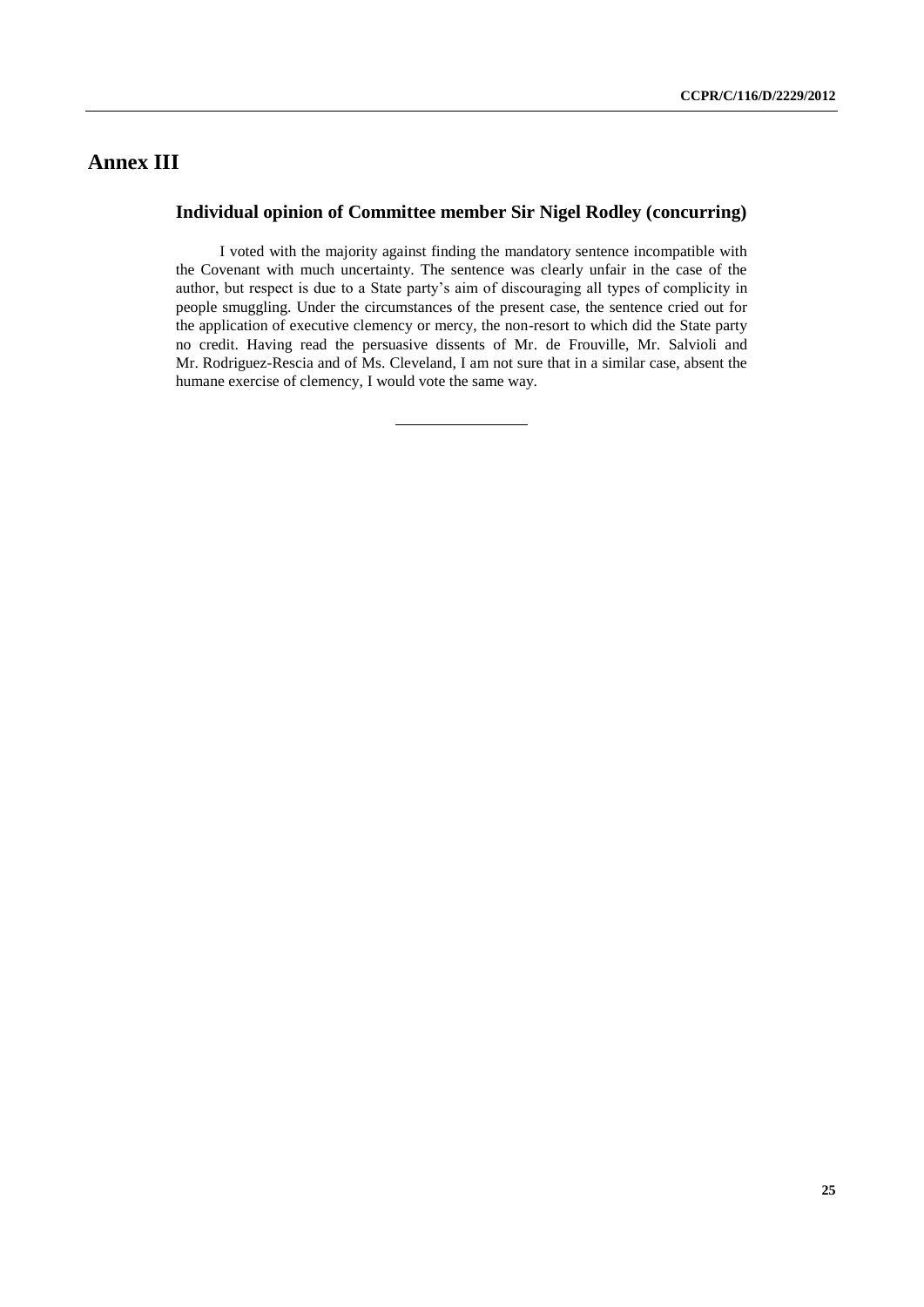# Annex III

## Individual opinion of Committee member Sir Nigel Rodley (concurring)

I voted with the majority against finding the mandatory sentence incompatible with the Covenant with much uncertainty. The sentence was clearly unfair in the case of the author, but respect is due to a State party's aim of discouraging all types of complicity in people smuggling. Under the circumstances of the present case, the sentence cried out for the application of executive clemency or mercy, the non-resort to which did the State party no credit. Having read the persuasive dissents of Mr. de Frouville, Mr. Salvioli and Mr. Rodriguez-Rescia and of Ms. Cleveland, I am not sure that in a similar case, absent the humane exercise of clemency, I would vote the same way.